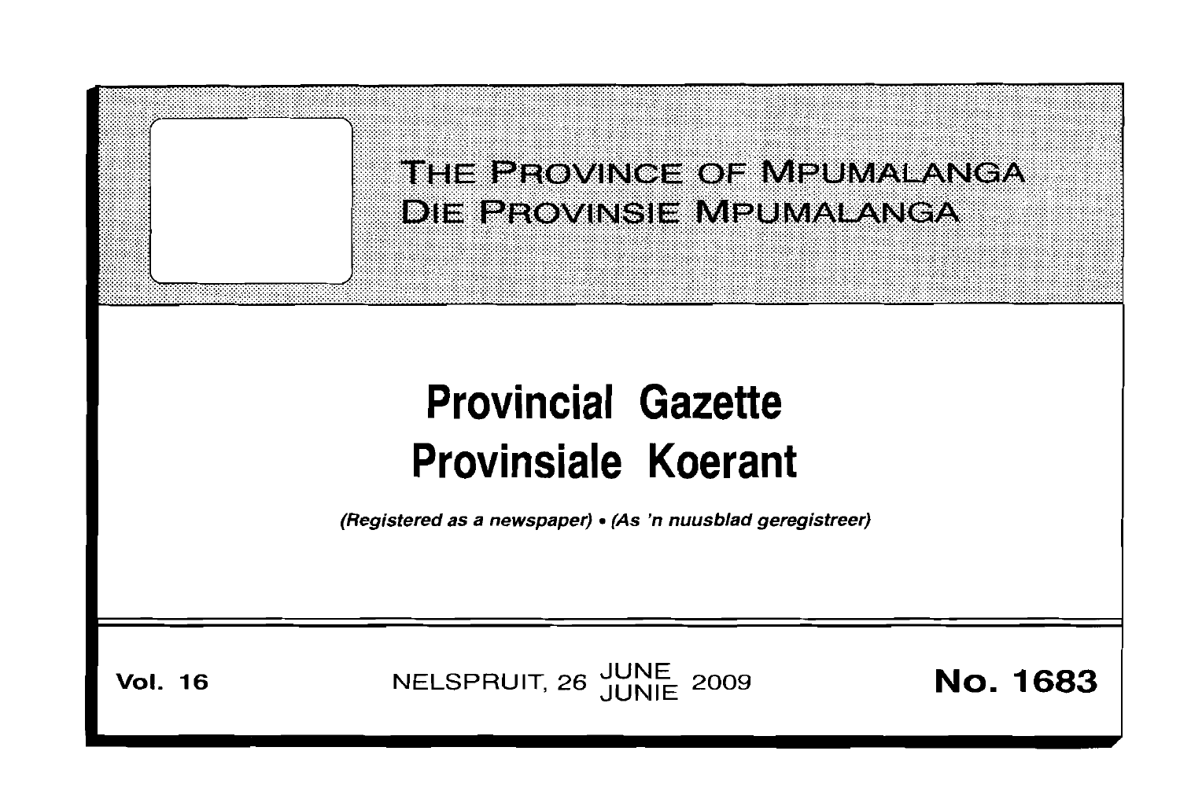THE PROVINCE OF MPUMALANGA
DIE PROVINSIE MPUMALANGA

# Provincial Gazette
# Provinsiale Koerant

*(Registered as a newspaper) • (As 'n nuusblad geregistreer)*

**Vol. 16** NELSPRUIT, 26 JUNE JUNIE 2009 **No. 1683**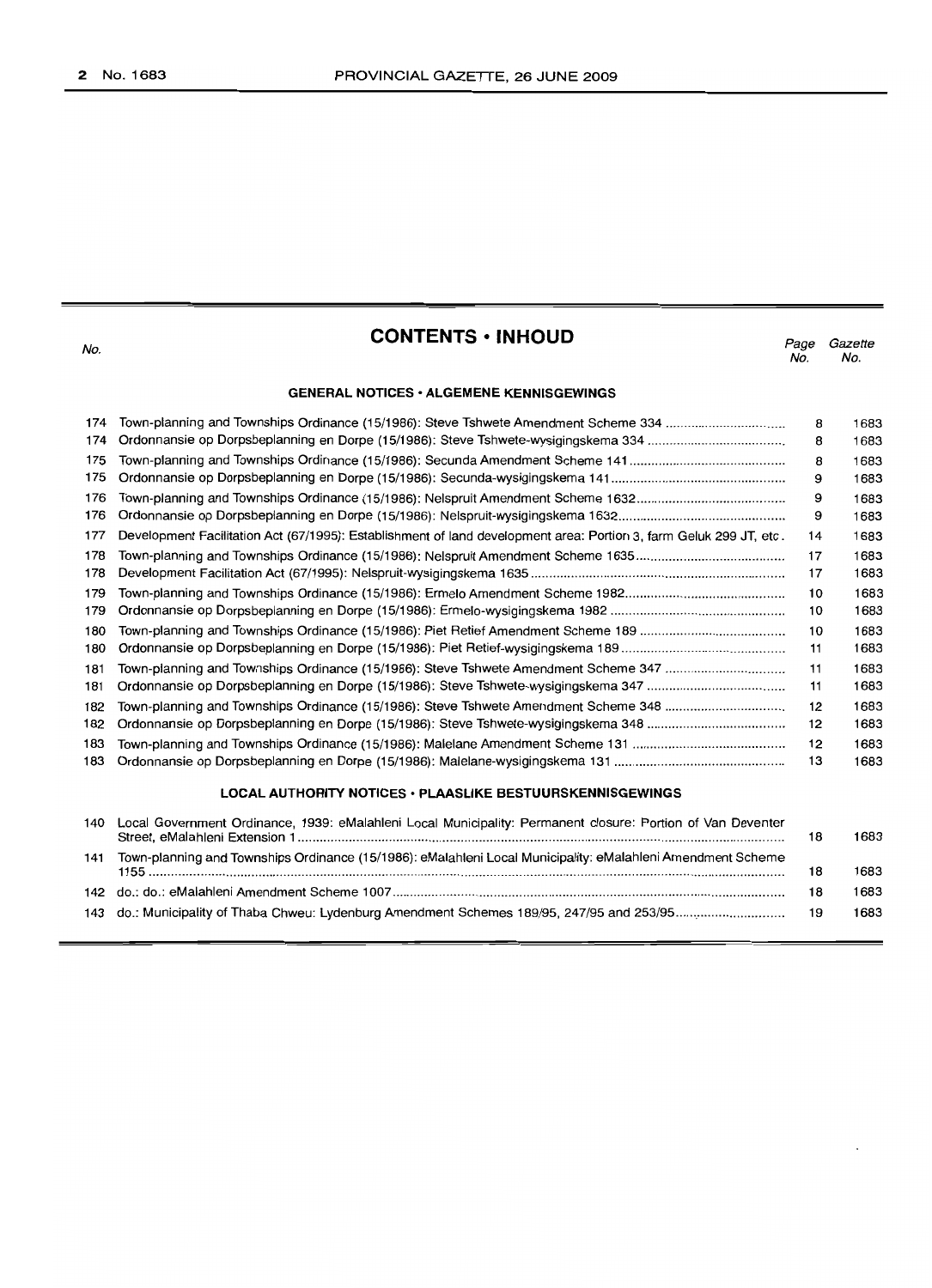# CONTENTS • INHOUD

| No. | | Page No. | Gazette No. |
|---|---|---|---|
| | **GENERAL NOTICES • ALGEMENE KENNISGEWINGS** | | |
| 174 | Town-planning and Townships Ordinance (15/1986): Steve Tshwete Amendment Scheme 334 | 8 | 1683 |
| 174 | Ordonnansie op Dorpsbeplanning en Dorpe (15/1986): Steve Tshwete-wysigingskema 334 | 8 | 1683 |
| 175 | Town-planning and Townships Ordinance (15/1986): Secunda Amendment Scheme 141 | 8 | 1683 |
| 175 | Ordonnansie op Dorpsbeplanning en Dorpe (15/1986): Secunda-wysigingskema 141 | 9 | 1683 |
| 176 | Town-planning and Townships Ordinance (15/1986): Nelspruit Amendment Scheme 1632 | 9 | 1683 |
| 176 | Ordonnansie op Dorpsbeplanning en Dorpe (15/1986): Nelspruit-wysigingskema 1632 | 9 | 1683 |
| 177 | Development Facilitation Act (67/1995): Establishment of land development area: Portion 3, farm Geluk 299 JT, etc. | 14 | 1683 |
| 178 | Town-planning and Townships Ordinance (15/1986): Nelspruit Amendment Scheme 1635 | 17 | 1683 |
| 178 | Development Facilitation Act (67/1995): Nelspruit-wysigingskema 1635 | 17 | 1683 |
| 179 | Town-planning and Townships Ordinance (15/1986): Ermelo Amendment Scheme 1982 | 10 | 1683 |
| 179 | Ordonnansie op Dorpsbeplanning en Dorpe (15/1986): Ermelo-wysigingskema 1982 | 10 | 1683 |
| 180 | Town-planning and Townships Ordinance (15/1986): Piet Retief Amendment Scheme 189 | 10 | 1683 |
| 180 | Ordonnansie op Dorpsbeplanning en Dorpe (15/1986): Piet Retief-wysigingskema 189 | 11 | 1683 |
| 181 | Town-planning and Townships Ordinance (15/1986): Steve Tshwete Amendment Scheme 347 | 11 | 1683 |
| 181 | Ordonnansie op Dorpsbeplanning en Dorpe (15/1986): Steve Tshwete-wysigingskema 347 | 11 | 1683 |
| 182 | Town-planning and Townships Ordinance (15/1986): Steve Tshwete Amendment Scheme 348 | 12 | 1683 |
| 182 | Ordonnansie op Dorpsbeplanning en Dorpe (15/1986): Steve Tshwete-wysigingskema 348 | 12 | 1683 |
| 183 | Town-planning and Townships Ordinance (15/1986): Malelane Amendment Scheme 131 | 12 | 1683 |
| 183 | Ordonnansie op Dorpsbeplanning en Dorpe (15/1986): Malelane-wysigingskema 131 | 13 | 1683 |
| | **LOCAL AUTHORITY NOTICES • PLAASLIKE BESTUURSKENNISGEWINGS** | | |
| 140 | Local Government Ordinance, 1939: eMalahleni Local Municipality: Permanent closure: Portion of Van Deventer Street, eMalahleni Extension 1 | 18 | 1683 |
| 141 | Town-planning and Townships Ordinance (15/1986): eMalahleni Local Municipality: eMalahleni Amendment Scheme 1155 | 18 | 1683 |
| 142 | do.: do.: eMalahleni Amendment Scheme 1007 | 18 | 1683 |
| 143 | do.: Municipality of Thaba Chweu: Lydenburg Amendment Schemes 189/95, 247/95 and 253/95 | 19 | 1683 |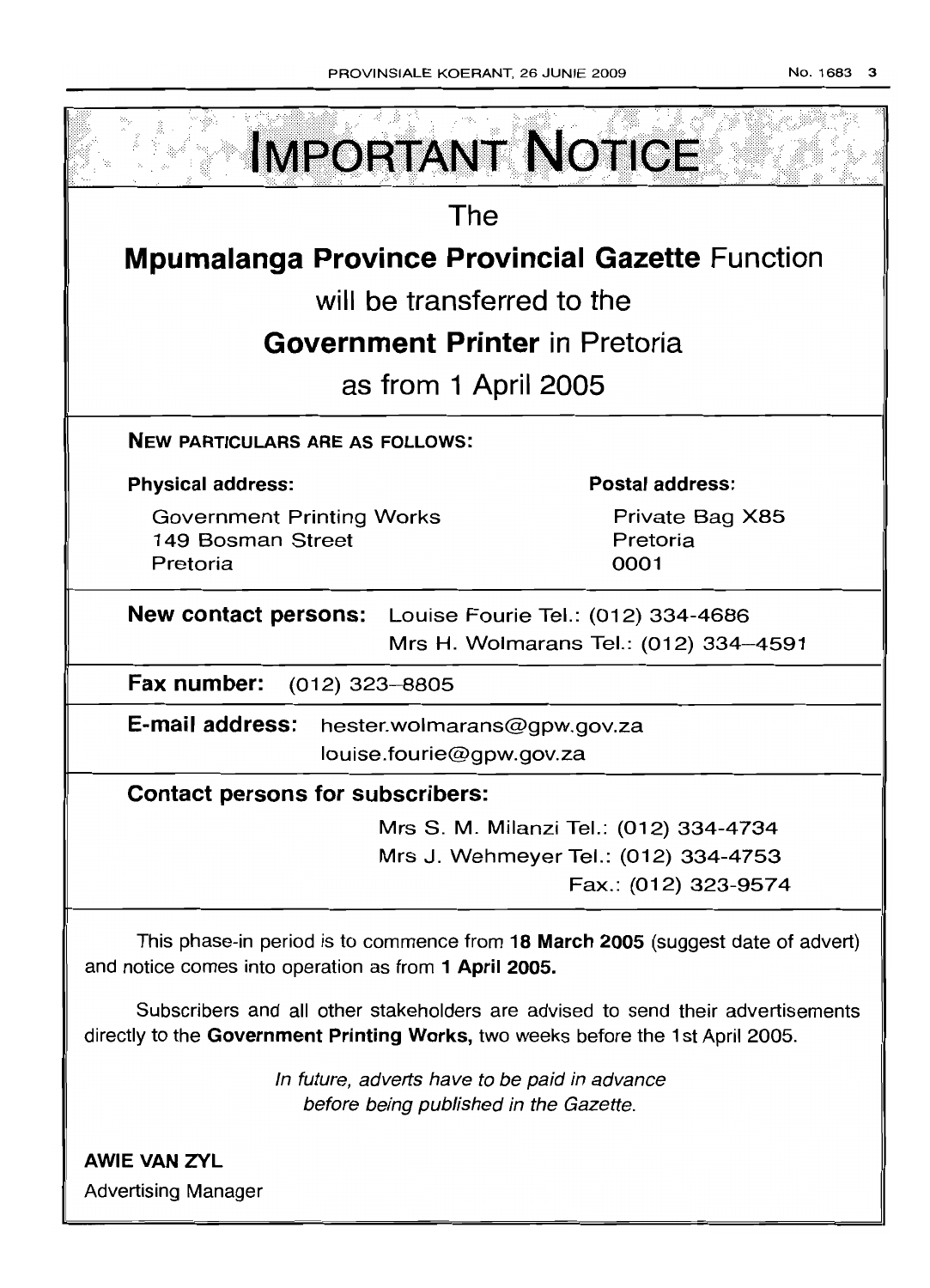# IMPORTANT NOTICE

The

**Mpumalanga Province Provincial Gazette** Function

will be transferred to the

**Government Printer** in Pretoria

as from 1 April 2005

**NEW PARTICULARS ARE AS FOLLOWS:**

**Physical address:**

Government Printing Works
149 Bosman Street
Pretoria

**Postal address:**

Private Bag X85
Pretoria
0001

**New contact persons:** Louise Fourie Tel.: (012) 334-4686
Mrs H. Wolmarans Tel.: (012) 334–4591

**Fax number:** (012) 323–8805

**E-mail address:** hester.wolmarans@gpw.gov.za
louise.fourie@gpw.gov.za

**Contact persons for subscribers:**

Mrs S. M. Milanzi Tel.: (012) 334-4734
Mrs J. Wehmeyer Tel.: (012) 334-4753
Fax.: (012) 323-9574

This phase-in period is to commence from **18 March 2005** (suggest date of advert) and notice comes into operation as from **1 April 2005.**

Subscribers and all other stakeholders are advised to send their advertisements directly to the **Government Printing Works,** two weeks before the 1st April 2005.

*In future, adverts have to be paid in advance before being published in the Gazette.*

**AWIE VAN ZYL**
Advertising Manager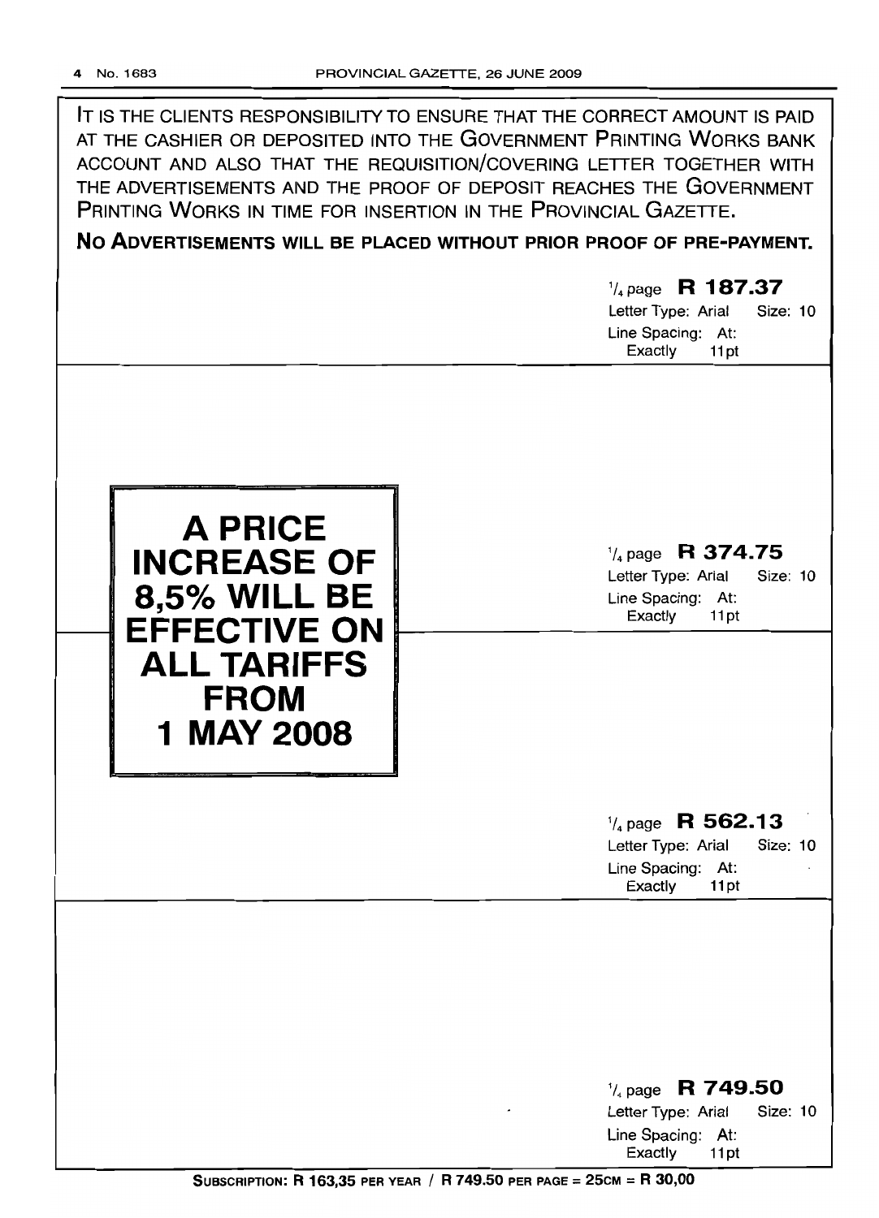IT IS THE CLIENTS RESPONSIBILITY TO ENSURE THAT THE CORRECT AMOUNT IS PAID AT THE CASHIER OR DEPOSITED INTO THE GOVERNMENT PRINTING WORKS BANK ACCOUNT AND ALSO THAT THE REQUISITION/COVERING LETTER TOGETHER WITH THE ADVERTISEMENTS AND THE PROOF OF DEPOSIT REACHES THE GOVERNMENT PRINTING WORKS IN TIME FOR INSERTION IN THE PROVINCIAL GAZETTE.

**NO ADVERTISEMENTS WILL BE PLACED WITHOUT PRIOR PROOF OF PRE-PAYMENT.**

¼ page **R 187.37**
Letter Type: Arial Size: 10
Line Spacing: At: Exactly 11pt

**A PRICE INCREASE OF 8,5% WILL BE EFFECTIVE ON ALL TARIFFS FROM 1 MAY 2008**

¼ page **R 374.75**
Letter Type: Arial Size: 10
Line Spacing: At: Exactly 11pt

¼ page **R 562.13**
Letter Type: Arial Size: 10
Line Spacing: At: Exactly 11pt

¼ page **R 749.50**
Letter Type: Arial Size: 10
Line Spacing: At: Exactly 11pt

**SUBSCRIPTION: R 163,35 PER YEAR / R 749.50 PER PAGE = 25CM = R 30,00**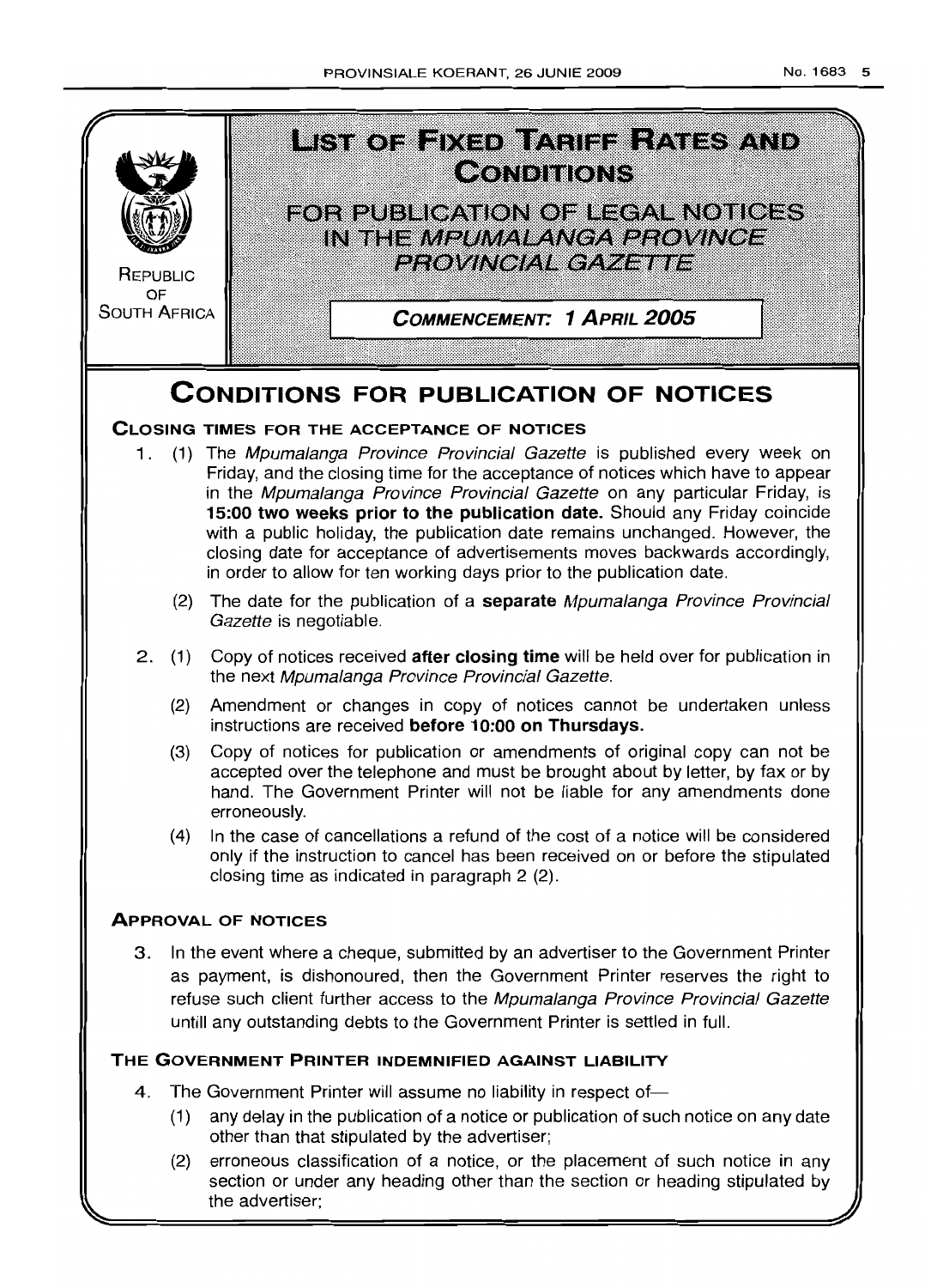REPUBLIC OF SOUTH AFRICA

# LIST OF FIXED TARIFF RATES AND CONDITIONS

## FOR PUBLICATION OF LEGAL NOTICES IN THE *MPUMALANGA PROVINCE PROVINCIAL GAZETTE*

**COMMENCEMENT: 1 APRIL 2005**

# CONDITIONS FOR PUBLICATION OF NOTICES

### CLOSING TIMES FOR THE ACCEPTANCE OF NOTICES

1. (1) The *Mpumalanga Province Provincial Gazette* is published every week on Friday, and the closing time for the acceptance of notices which have to appear in the *Mpumalanga Province Provincial Gazette* on any particular Friday, is **15:00 two weeks prior to the publication date.** Should any Friday coincide with a public holiday, the publication date remains unchanged. However, the closing date for acceptance of advertisements moves backwards accordingly, in order to allow for ten working days prior to the publication date.

   (2) The date for the publication of a **separate** *Mpumalanga Province Provincial Gazette* is negotiable.

2. (1) Copy of notices received **after closing time** will be held over for publication in the next *Mpumalanga Province Provincial Gazette*.

   (2) Amendment or changes in copy of notices cannot be undertaken unless instructions are received **before 10:00 on Thursdays.**

   (3) Copy of notices for publication or amendments of original copy can not be accepted over the telephone and must be brought about by letter, by fax or by hand. The Government Printer will not be liable for any amendments done erroneously.

   (4) In the case of cancellations a refund of the cost of a notice will be considered only if the instruction to cancel has been received on or before the stipulated closing time as indicated in paragraph 2 (2).

### APPROVAL OF NOTICES

3. In the event where a cheque, submitted by an advertiser to the Government Printer as payment, is dishonoured, then the Government Printer reserves the right to refuse such client further access to the *Mpumalanga Province Provincial Gazette* untill any outstanding debts to the Government Printer is settled in full.

### THE GOVERNMENT PRINTER INDEMNIFIED AGAINST LIABILITY

4. The Government Printer will assume no liability in respect of—

   (1) any delay in the publication of a notice or publication of such notice on any date other than that stipulated by the advertiser;

   (2) erroneous classification of a notice, or the placement of such notice in any section or under any heading other than the section or heading stipulated by the advertiser;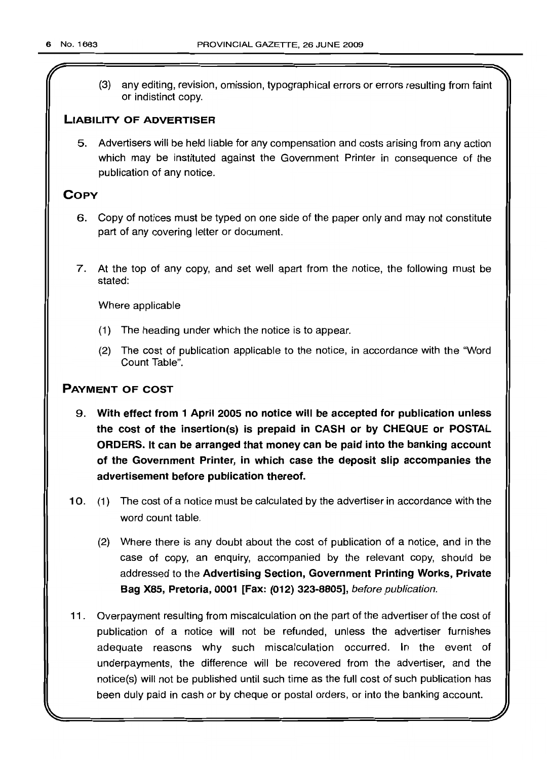(3) any editing, revision, omission, typographical errors or errors resulting from faint or indistinct copy.

## LIABILITY OF ADVERTISER

5. Advertisers will be held liable for any compensation and costs arising from any action which may be instituted against the Government Printer in consequence of the publication of any notice.

## COPY

6. Copy of notices must be typed on one side of the paper only and may not constitute part of any covering letter or document.

7. At the top of any copy, and set well apart from the notice, the following must be stated:

   Where applicable

   (1) The heading under which the notice is to appear.

   (2) The cost of publication applicable to the notice, in accordance with the "Word Count Table".

## PAYMENT OF COST

9. **With effect from 1 April 2005 no notice will be accepted for publication unless the cost of the insertion(s) is prepaid in CASH or by CHEQUE or POSTAL ORDERS. It can be arranged that money can be paid into the banking account of the Government Printer, in which case the deposit slip accompanies the advertisement before publication thereof.**

10. (1) The cost of a notice must be calculated by the advertiser in accordance with the word count table.

    (2) Where there is any doubt about the cost of publication of a notice, and in the case of copy, an enquiry, accompanied by the relevant copy, should be addressed to the **Advertising Section, Government Printing Works, Private Bag X85, Pretoria, 0001 [Fax: (012) 323-8805]**, *before publication.*

11. Overpayment resulting from miscalculation on the part of the advertiser of the cost of publication of a notice will not be refunded, unless the advertiser furnishes adequate reasons why such miscalculation occurred. In the event of underpayments, the difference will be recovered from the advertiser, and the notice(s) will not be published until such time as the full cost of such publication has been duly paid in cash or by cheque or postal orders, or into the banking account.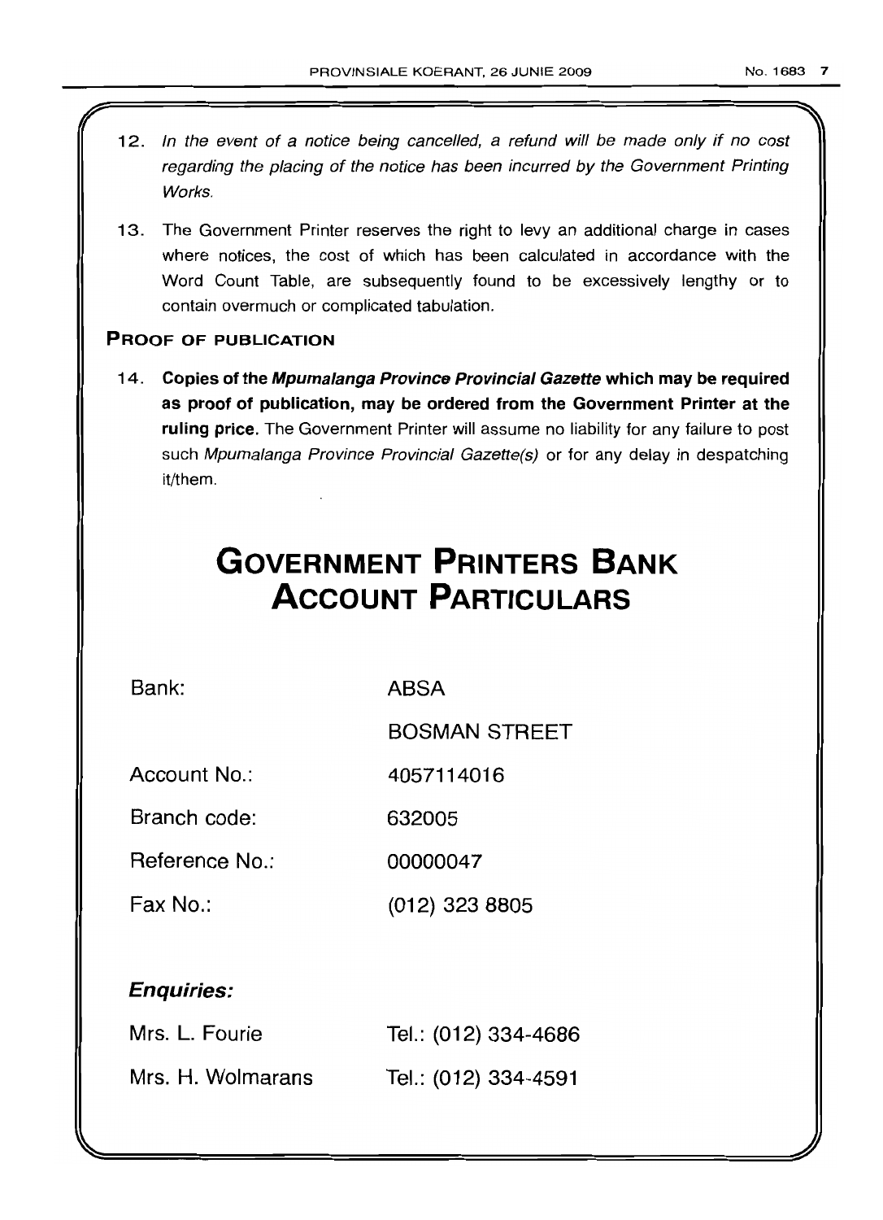12. *In the event of a notice being cancelled, a refund will be made only if no cost regarding the placing of the notice has been incurred by the Government Printing Works.*

13. The Government Printer reserves the right to levy an additional charge in cases where notices, the cost of which has been calculated in accordance with the Word Count Table, are subsequently found to be excessively lengthy or to contain overmuch or complicated tabulation.

### PROOF OF PUBLICATION

14. **Copies of the *Mpumalanga Province Provincial Gazette* which may be required as proof of publication, may be ordered from the Government Printer at the ruling price.** The Government Printer will assume no liability for any failure to post such *Mpumalanga Province Provincial Gazette(s)* or for any delay in despatching it/them.

# GOVERNMENT PRINTERS BANK ACCOUNT PARTICULARS

| | |
|---|---|
| Bank: | ABSA |
| | BOSMAN STREET |
| Account No.: | 4057114016 |
| Branch code: | 632005 |
| Reference No.: | 00000047 |
| Fax No.: | (012) 323 8805 |

***Enquiries:***

| | |
|---|---|
| Mrs. L. Fourie | Tel.: (012) 334-4686 |
| Mrs. H. Wolmarans | Tel.: (012) 334-4591 |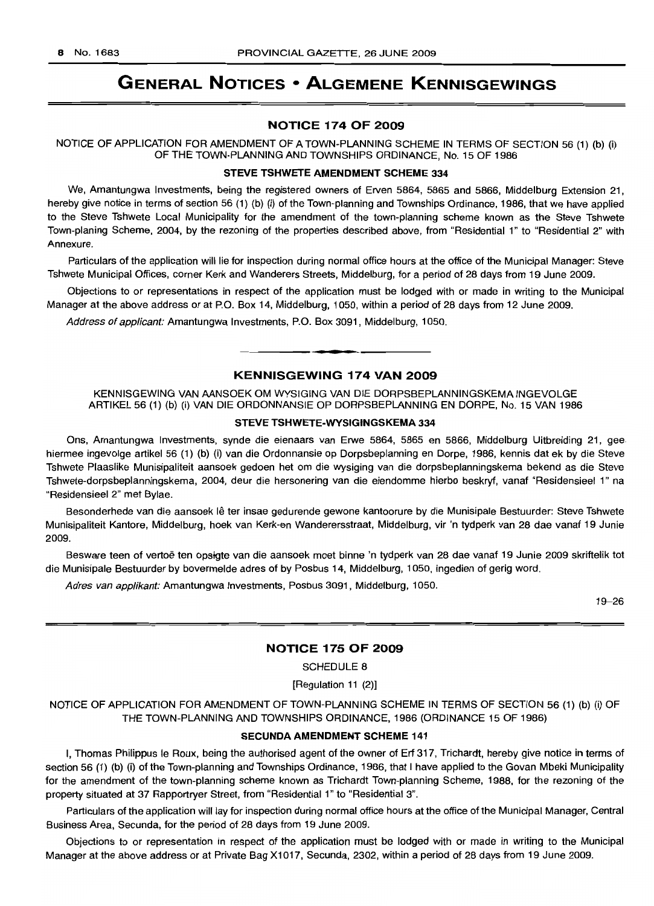# GENERAL NOTICES • ALGEMENE KENNISGEWINGS

## NOTICE 174 OF 2009

NOTICE OF APPLICATION FOR AMENDMENT OF A TOWN-PLANNING SCHEME IN TERMS OF SECTION 56 (1) (b) (i) OF THE TOWN-PLANNING AND TOWNSHIPS ORDINANCE, No. 15 OF 1986

### STEVE TSHWETE AMENDMENT SCHEME 334

We, Amantungwa Investments, being the registered owners of Erven 5864, 5865 and 5866, Middelburg Extension 21, hereby give notice in terms of section 56 (1) (b) (i) of the Town-planning and Townships Ordinance, 1986, that we have applied to the Steve Tshwete Local Municipality for the amendment of the town-planning scheme known as the Steve Tshwete Town-planing Scheme, 2004, by the rezoning of the properties described above, from "Residential 1" to "Residential 2" with Annexure.

Particulars of the application will lie for inspection during normal office hours at the office of the Municipal Manager: Steve Tshwete Municipal Offices, corner Kerk and Wanderers Streets, Middelburg, for a period of 28 days from 19 June 2009.

Objections to or representations in respect of the application must be lodged with or made in writing to the Municipal Manager at the above address or at P.O. Box 14, Middelburg, 1050, within a period of 28 days from 12 June 2009.

*Address of applicant:* Amantungwa Investments, P.O. Box 3091, Middelburg, 1050.

---

## KENNISGEWING 174 VAN 2009

KENNISGEWING VAN AANSOEK OM WYSIGING VAN DIE DORPSBEPLANNINGSKEMA INGEVOLGE ARTIKEL 56 (1) (b) (i) VAN DIE ORDONNANSIE OP DORPSBEPLANNING EN DORPE, No. 15 VAN 1986

### STEVE TSHWETE-WYSIGINGSKEMA 334

Ons, Amantungwa Investments, synde die eienaars van Erwe 5864, 5865 en 5866, Middelburg Uitbreiding 21, gee hiermee ingevolge artikel 56 (1) (b) (i) van die Ordonnansie op Dorpsbeplanning en Dorpe, 1986, kennis dat ek by die Steve Tshwete Plaaslike Munisipaliteit aansoek gedoen het om die wysiging van die dorpsbeplanningskema bekend as die Steve Tshwete-dorpsbeplanningskema, 2004, deur die hersonering van die eiendomme hierbo beskryf, vanaf "Residensieel 1" na "Residensieel 2" met Bylae.

Besonderhede van die aansoek lê ter insae gedurende gewone kantoorure by die Munisipale Bestuurder: Steve Tshwete Munisipaliteit Kantore, Middelburg, hoek van Kerk-en Wanderersstraat, Middelburg, vir 'n tydperk van 28 dae vanaf 19 Junie 2009.

Besware teen of vertoë ten opsigte van die aansoek moet binne 'n tydperk van 28 dae vanaf 19 Junie 2009 skriftelik tot die Munisipale Bestuurder by bovermelde adres of by Posbus 14, Middelburg, 1050, ingedien of gerig word.

*Adres van applikant:* Amantungwa Investments, Posbus 3091, Middelburg, 1050.

19–26

---

## NOTICE 175 OF 2009

SCHEDULE 8

[Regulation 11 (2)]

NOTICE OF APPLICATION FOR AMENDMENT OF TOWN-PLANNING SCHEME IN TERMS OF SECTION 56 (1) (b) (i) OF THE TOWN-PLANNING AND TOWNSHIPS ORDINANCE, 1986 (ORDINANCE 15 OF 1986)

### SECUNDA AMENDMENT SCHEME 141

I, Thomas Philippus le Roux, being the authorised agent of the owner of Erf 317, Trichardt, hereby give notice in terms of section 56 (1) (b) (i) of the Town-planning and Townships Ordinance, 1986, that I have applied to the Govan Mbeki Municipality for the amendment of the town-planning scheme known as Trichardt Town-planning Scheme, 1988, for the rezoning of the property situated at 37 Rapportryer Street, from "Residential 1" to "Residential 3".

Particulars of the application will lay for inspection during normal office hours at the office of the Municipal Manager, Central Business Area, Secunda, for the period of 28 days from 19 June 2009.

Objections to or representation in respect of the application must be lodged with or made in writing to the Municipal Manager at the above address or at Private Bag X1017, Secunda, 2302, within a period of 28 days from 19 June 2009.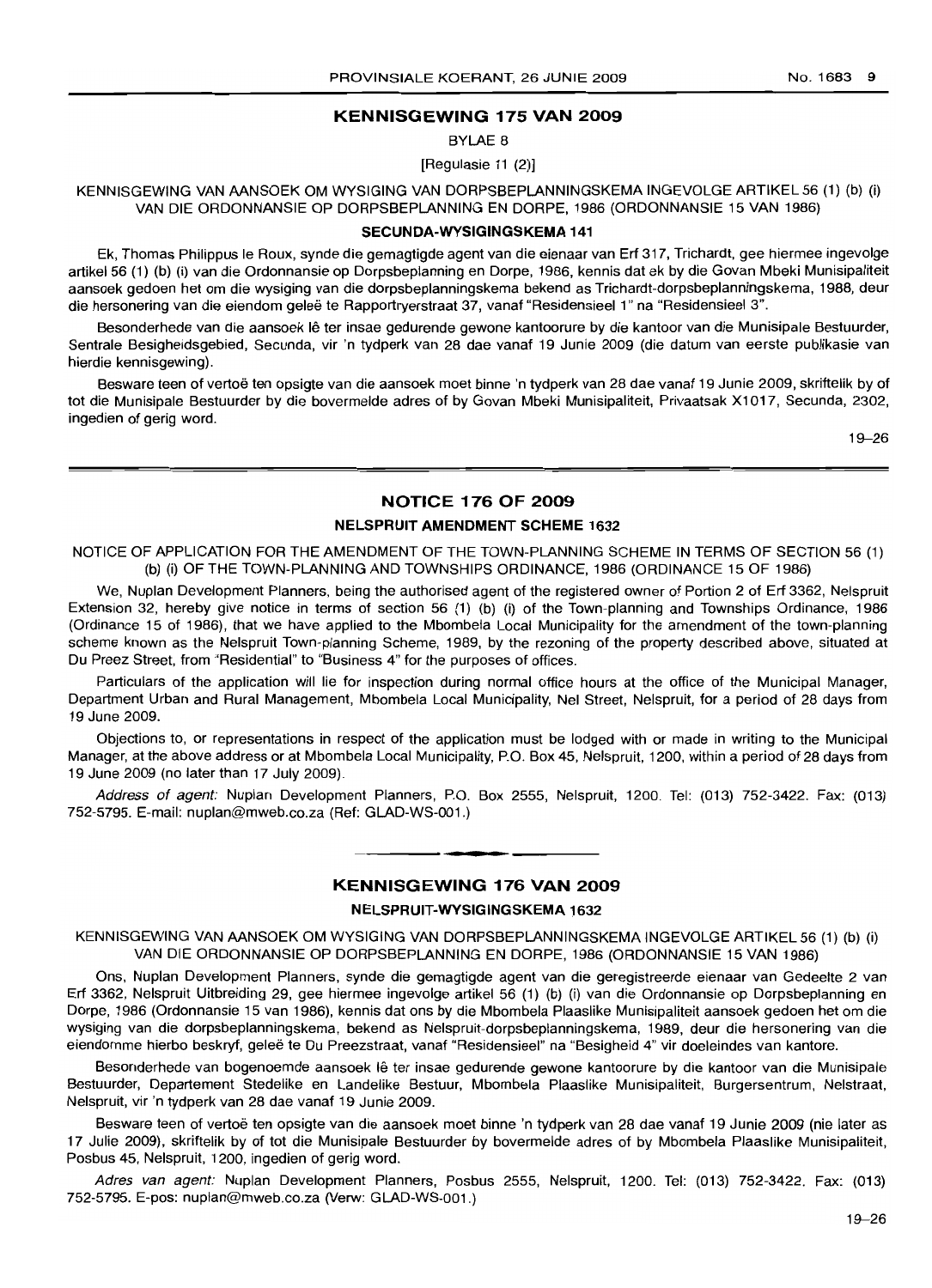## KENNISGEWING 175 VAN 2009

BYLAE 8

[Regulasie 11 (2)]

KENNISGEWING VAN AANSOEK OM WYSIGING VAN DORPSBEPLANNINGSKEMA INGEVOLGE ARTIKEL 56 (1) (b) (i) VAN DIE ORDONNANSIE OP DORPSBEPLANNING EN DORPE, 1986 (ORDONNANSIE 15 VAN 1986)

### SECUNDA-WYSIGINGSKEMA 141

Ek, Thomas Philippus le Roux, synde die gemagtigde agent van die eienaar van Erf 317, Trichardt, gee hiermee ingevolge artikel 56 (1) (b) (i) van die Ordonnansie op Dorpsbeplanning en Dorpe, 1986, kennis dat ek by die Govan Mbeki Munisipaliteit aansoek gedoen het om die wysiging van die dorpsbeplanningskema bekend as Trichardt-dorpsbeplanningskema, 1988, deur die hersonering van die eiendom geleë te Rapportryerstraat 37, vanaf "Residensieel 1" na "Residensieel 3".

Besonderhede van die aansoek lê ter insae gedurende gewone kantoorure by die kantoor van die Munisipale Bestuurder, Sentrale Besigheidsgebied, Secunda, vir 'n tydperk van 28 dae vanaf 19 Junie 2009 (die datum van eerste publikasie van hierdie kennisgewing).

Besware teen of vertoë ten opsigte van die aansoek moet binne 'n tydperk van 28 dae vanaf 19 Junie 2009, skriftelik by of tot die Munisipale Bestuurder by die bovermelde adres of by Govan Mbeki Munisipaliteit, Privaatsak X1017, Secunda, 2302, ingedien of gerig word.

19–26

---

## NOTICE 176 OF 2009

### NELSPRUIT AMENDMENT SCHEME 1632

NOTICE OF APPLICATION FOR THE AMENDMENT OF THE TOWN-PLANNING SCHEME IN TERMS OF SECTION 56 (1) (b) (i) OF THE TOWN-PLANNING AND TOWNSHIPS ORDINANCE, 1986 (ORDINANCE 15 OF 1986)

We, Nuplan Development Planners, being the authorised agent of the registered owner of Portion 2 of Erf 3362, Nelspruit Extension 32, hereby give notice in terms of section 56 (1) (b) (i) of the Town-planning and Townships Ordinance, 1986 (Ordinance 15 of 1986), that we have applied to the Mbombela Local Municipality for the amendment of the town-planning scheme known as the Nelspruit Town-planning Scheme, 1989, by the rezoning of the property described above, situated at Du Preez Street, from "Residential" to "Business 4" for the purposes of offices.

Particulars of the application will lie for inspection during normal office hours at the office of the Municipal Manager, Department Urban and Rural Management, Mbombela Local Municipality, Nel Street, Nelspruit, for a period of 28 days from 19 June 2009.

Objections to, or representations in respect of the application must be lodged with or made in writing to the Municipal Manager, at the above address or at Mbombela Local Municipality, P.O. Box 45, Nelspruit, 1200, within a period of 28 days from 19 June 2009 (no later than 17 July 2009).

*Address of agent:* Nuplan Development Planners, P.O. Box 2555, Nelspruit, 1200. Tel: (013) 752-3422. Fax: (013) 752-5795. E-mail: nuplan@mweb.co.za (Ref: GLAD-WS-001.)

---

## KENNISGEWING 176 VAN 2009

### NELSPRUIT-WYSIGINGSKEMA 1632

KENNISGEWING VAN AANSOEK OM WYSIGING VAN DORPSBEPLANNINGSKEMA INGEVOLGE ARTIKEL 56 (1) (b) (i) VAN DIE ORDONNANSIE OP DORPSBEPLANNING EN DORPE, 1986 (ORDONNANSIE 15 VAN 1986)

Ons, Nuplan Development Planners, synde die gemagtigde agent van die geregistreerde eienaar van Gedeelte 2 van Erf 3362, Nelspruit Uitbreiding 29, gee hiermee ingevolge artikel 56 (1) (b) (i) van die Ordonnansie op Dorpsbeplanning en Dorpe, 1986 (Ordonnansie 15 van 1986), kennis dat ons by die Mbombela Plaaslike Munisipaliteit aansoek gedoen het om die wysiging van die dorpsbeplanningskema, bekend as Nelspruit-dorpsbeplanningskema, 1989, deur die hersonering van die eiendomme hierbo beskryf, geleë te Du Preezstraat, vanaf "Residensieel" na "Besigheid 4" vir doeleindes van kantore.

Besonderhede van bogenoemde aansoek lê ter insae gedurende gewone kantoorure by die kantoor van die Munisipale Bestuurder, Departement Stedelike en Landelike Bestuur, Mbombela Plaaslike Munisipaliteit, Burgersentrum, Nelstraat, Nelspruit, vir 'n tydperk van 28 dae vanaf 19 Junie 2009.

Besware teen of vertoë ten opsigte van die aansoek moet binne 'n tydperk van 28 dae vanaf 19 Junie 2009 (nie later as 17 Julie 2009), skriftelik by of tot die Munisipale Bestuurder by bovermelde adres of by Mbombela Plaaslike Munisipaliteit, Posbus 45, Nelspruit, 1200, ingedien of gerig word.

*Adres van agent:* Nuplan Development Planners, Posbus 2555, Nelspruit, 1200. Tel: (013) 752-3422. Fax: (013) 752-5795. E-pos: nuplan@mweb.co.za (Verw: GLAD-WS-001.)

19–26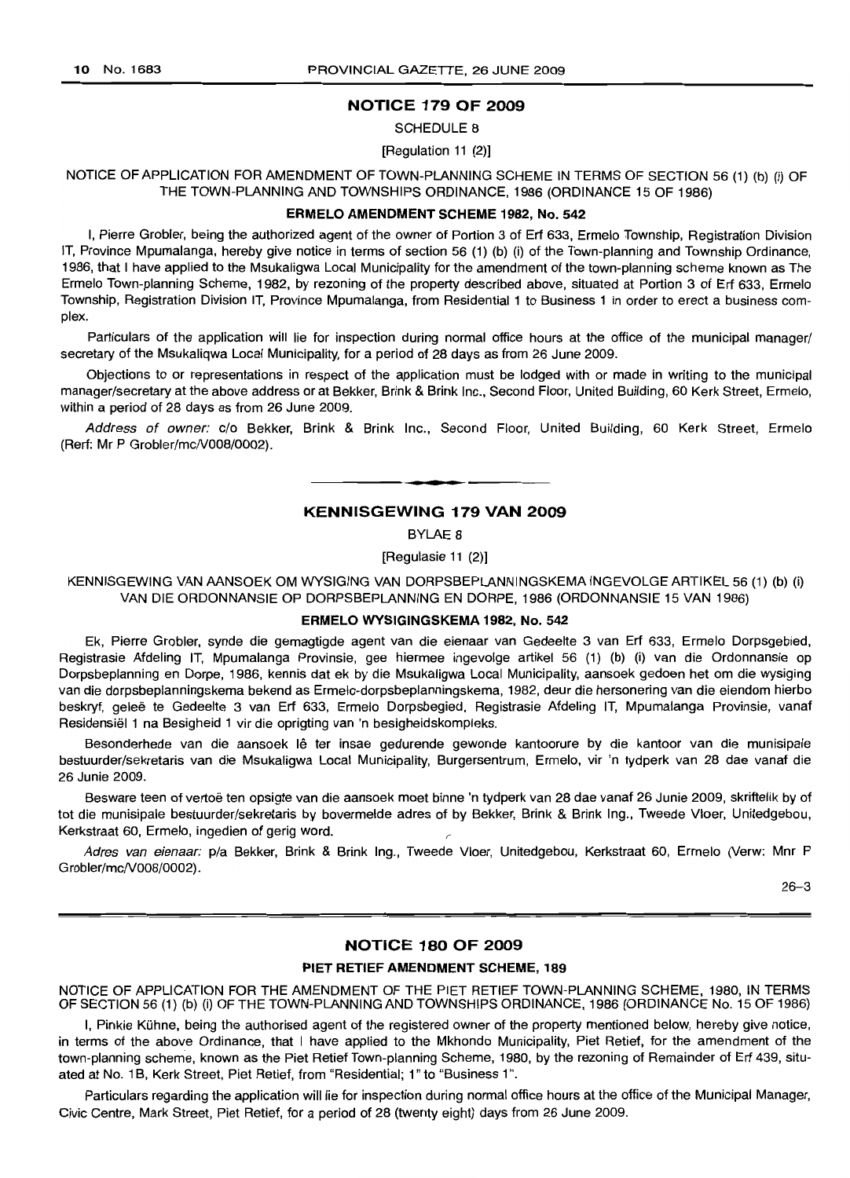## NOTICE 179 OF 2009

SCHEDULE 8

[Regulation 11 (2)]

NOTICE OF APPLICATION FOR AMENDMENT OF TOWN-PLANNING SCHEME IN TERMS OF SECTION 56 (1) (b) (i) OF THE TOWN-PLANNING AND TOWNSHIPS ORDINANCE, 1986 (ORDINANCE 15 OF 1986)

### ERMELO AMENDMENT SCHEME 1982, No. 542

I, Pierre Grobler, being the authorized agent of the owner of Portion 3 of Erf 633, Ermelo Township, Registration Division IT, Province Mpumalanga, hereby give notice in terms of section 56 (1) (b) (i) of the Town-planning and Township Ordinance, 1986, that I have applied to the Msukaligwa Local Municipality for the amendment of the town-planning scheme known as The Ermelo Town-planning Scheme, 1982, by rezoning of the property described above, situated at Portion 3 of Erf 633, Ermelo Township, Registration Division IT, Province Mpumalanga, from Residential 1 to Business 1 in order to erect a business complex.

Particulars of the application will lie for inspection during normal office hours at the office of the municipal manager/secretary of the Msukaliqwa Local Municipality, for a period of 28 days as from 26 June 2009.

Objections to or representations in respect of the application must be lodged with or made in writing to the municipal manager/secretary at the above address or at Bekker, Brink & Brink Inc., Second Floor, United Building, 60 Kerk Street, Ermelo, within a period of 28 days as from 26 June 2009.

*Address of owner:* c/o Bekker, Brink & Brink Inc., Second Floor, United Building, 60 Kerk Street, Ermelo (Rerf: Mr P Grobler/mc/V008/0002).

---

## KENNISGEWING 179 VAN 2009

BYLAE 8

[Regulasie 11 (2)]

KENNISGEWING VAN AANSOEK OM WYSIGING VAN DORPSBEPLANNINGSKEMA INGEVOLGE ARTIKEL 56 (1) (b) (i) VAN DIE ORDONNANSIE OP DORPSBEPLANNING EN DORPE, 1986 (ORDONNANSIE 15 VAN 1986)

### ERMELO WYSIGINGSKEMA 1982, No. 542

Ek, Pierre Grobler, synde die gemagtigde agent van die eienaar van Gedeelte 3 van Erf 633, Ermelo Dorpsgebied, Registrasie Afdeling IT, Mpumalanga Provinsie, gee hiermee ingevolge artikel 56 (1) (b) (i) van die Ordonnansie op Dorpsbeplanning en Dorpe, 1986, kennis dat ek by die Msukaligwa Local Municipality, aansoek gedoen het om die wysiging van die dorpsbeplanningskema bekend as Ermelo-dorpsbeplanningskema, 1982, deur die hersonering van die eiendom hierbo beskryf, geleë te Gedeelte 3 van Erf 633, Ermelo Dorpsbegied, Registrasie Afdeling IT, Mpumalanga Provinsie, vanaf Residensiël 1 na Besigheid 1 vir die oprigting van 'n besigheidskompleks.

Besonderhede van die aansoek lê ter insae gedurende gewonde kantoorure by die kantoor van die munisipale bestuurder/sekretaris van die Msukaligwa Local Municipality, Burgersentrum, Ermelo, vir 'n tydperk van 28 dae vanaf die 26 Junie 2009.

Besware teen of vertoë ten opsigte van die aansoek moet binne 'n tydperk van 28 dae vanaf 26 Junie 2009, skriftelik by of tot die munisipale bestuurder/sekretaris by bovermelde adres of by Bekker, Brink & Brink Ing., Tweede Vloer, Unitedgebou, Kerkstraat 60, Ermelo, ingedien of gerig word.

*Adres van eienaar:* p/a Bekker, Brink & Brink Ing., Tweede Vloer, Unitedgebou, Kerkstraat 60, Ermelo (Verw: Mnr P Grobler/mc/V008/0002).

26–3

---

## NOTICE 180 OF 2009

### PIET RETIEF AMENDMENT SCHEME, 189

NOTICE OF APPLICATION FOR THE AMENDMENT OF THE PIET RETIEF TOWN-PLANNING SCHEME, 1980, IN TERMS OF SECTION 56 (1) (b) (i) OF THE TOWN-PLANNING AND TOWNSHIPS ORDINANCE, 1986 (ORDINANCE No. 15 OF 1986)

I, Pinkie Kühne, being the authorised agent of the registered owner of the property mentioned below, hereby give notice, in terms of the above Ordinance, that I have applied to the Mkhondo Municipality, Piet Retief, for the amendment of the town-planning scheme, known as the Piet Retief Town-planning Scheme, 1980, by the rezoning of Remainder of Erf 439, situated at No. 1B, Kerk Street, Piet Retief, from "Residential; 1" to "Business 1".

Particulars regarding the application will lie for inspection during normal office hours at the office of the Municipal Manager, Civic Centre, Mark Street, Piet Retief, for a period of 28 (twenty eight) days from 26 June 2009.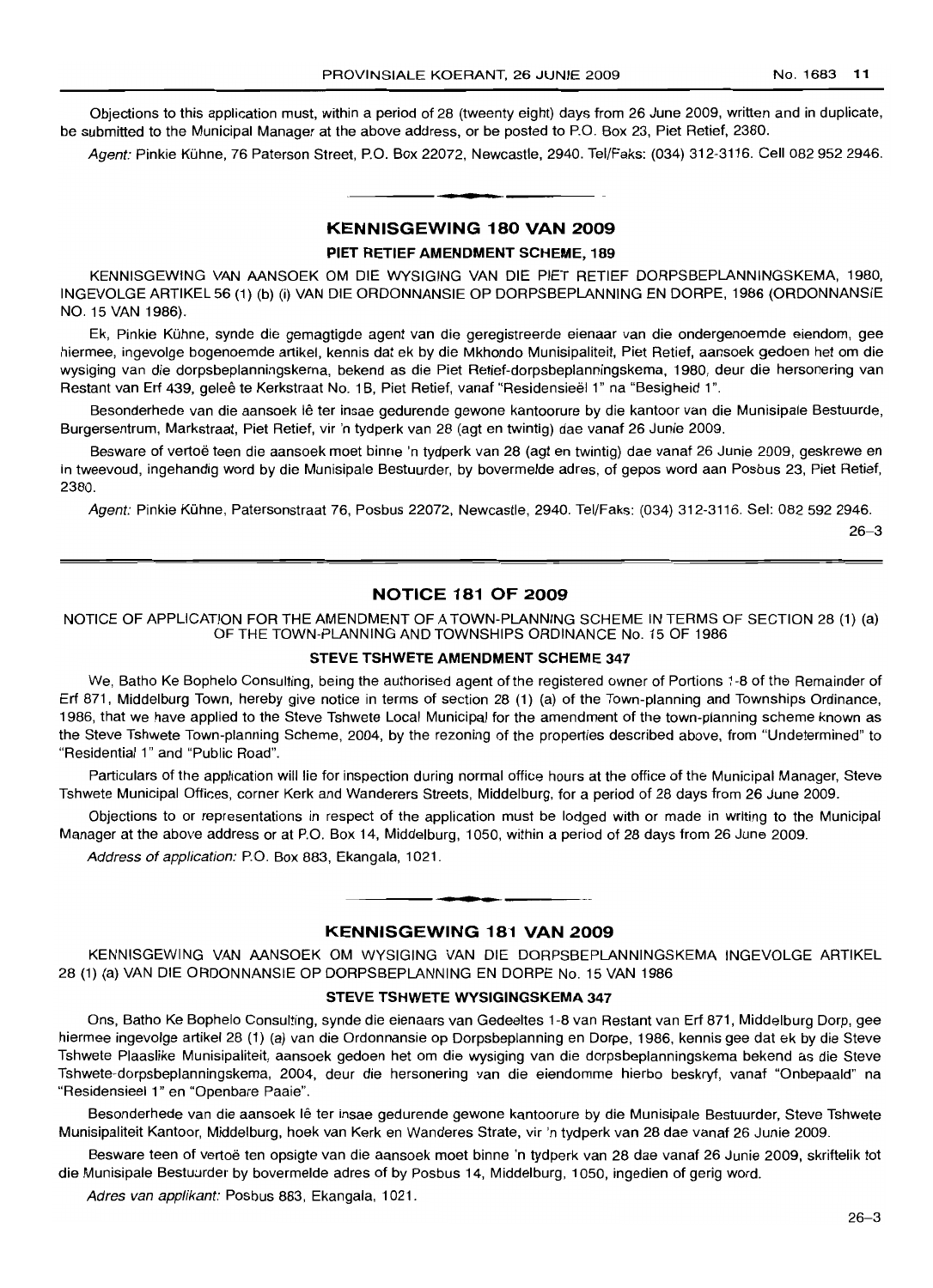Objections to this application must, within a period of 28 (tweenty eight) days from 26 June 2009, written and in duplicate, be submitted to the Municipal Manager at the above address, or be posted to P.O. Box 23, Piet Retief, 2380.

*Agent:* Pinkie Kühne, 76 Paterson Street, P.O. Box 22072, Newcastle, 2940. Tel/Faks: (034) 312-3116. Cell 082 952 2946.

## KENNISGEWING 180 VAN 2009

### PIET RETIEF AMENDMENT SCHEME, 189

KENNISGEWING VAN AANSOEK OM DIE WYSIGING VAN DIE PIET RETIEF DORPSBEPLANNINGSKEMA, 1980, INGEVOLGE ARTIKEL 56 (1) (b) (i) VAN DIE ORDONNANSIE OP DORPSBEPLANNING EN DORPE, 1986 (ORDONNANSIE NO. 15 VAN 1986).

Ek, Pinkie Kühne, synde die gemagtigde agent van die geregistreerde eienaar van die ondergenoemde eiendom, gee hiermee, ingevolge bogenoemde artikel, kennis dat ek by die Mkhondo Munisipaliteit, Piet Retief, aansoek gedoen het om die wysiging van die dorpsbeplanningskema, bekend as die Piet Retief-dorpsbeplanningskema, 1980, deur die hersonering van Restant van Erf 439, geleë te Kerkstraat No. 1B, Piet Retief, vanaf "Residensieël 1" na "Besigheid 1".

Besonderhede van die aansoek lê ter insae gedurende gewone kantoorure by die kantoor van die Munisipale Bestuurde, Burgersentrum, Markstraat, Piet Retief, vir 'n tydperk van 28 (agt en twintig) dae vanaf 26 Junie 2009.

Besware of vertoë teen die aansoek moet binne 'n tydperk van 28 (agt en twintig) dae vanaf 26 Junie 2009, geskrewe en in tweevoud, ingehandig word by die Munisipale Bestuurder, by bovermelde adres, of gepos word aan Posbus 23, Piet Retief, 2380.

*Agent:* Pinkie Kühne, Patersonstraat 76, Posbus 22072, Newcastle, 2940. Tel/Faks: (034) 312-3116. Sel: 082 592 2946.

26–3

## NOTICE 181 OF 2009

NOTICE OF APPLICATION FOR THE AMENDMENT OF A TOWN-PLANNING SCHEME IN TERMS OF SECTION 28 (1) (a) OF THE TOWN-PLANNING AND TOWNSHIPS ORDINANCE No. 15 OF 1986

### STEVE TSHWETE AMENDMENT SCHEME 347

We, Batho Ke Bophelo Consulting, being the authorised agent of the registered owner of Portions 1-8 of the Remainder of Erf 871, Middelburg Town, hereby give notice in terms of section 28 (1) (a) of the Town-planning and Townships Ordinance, 1986, that we have applied to the Steve Tshwete Local Municipal for the amendment of the town-planning scheme known as the Steve Tshwete Town-planning Scheme, 2004, by the rezoning of the properties described above, from "Undetermined" to "Residential 1" and "Public Road".

Particulars of the application will lie for inspection during normal office hours at the office of the Municipal Manager, Steve Tshwete Municipal Offices, corner Kerk and Wanderers Streets, Middelburg, for a period of 28 days from 26 June 2009.

Objections to or representations in respect of the application must be lodged with or made in writing to the Municipal Manager at the above address or at P.O. Box 14, Middelburg, 1050, within a period of 28 days from 26 June 2009.

*Address of application:* P.O. Box 883, Ekangala, 1021.

## KENNISGEWING 181 VAN 2009

KENNISGEWING VAN AANSOEK OM WYSIGING VAN DIE DORPSBEPLANNINGSKEMA INGEVOLGE ARTIKEL 28 (1) (a) VAN DIE ORDONNANSIE OP DORPSBEPLANNING EN DORPE No. 15 VAN 1986

### STEVE TSHWETE WYSIGINGSKEMA 347

Ons, Batho Ke Bophelo Consulting, synde die eienaars van Gedeeltes 1-8 van Restant van Erf 871, Middelburg Dorp, gee hiermee ingevolge artikel 28 (1) (a) van die Ordonnansie op Dorpsbeplanning en Dorpe, 1986, kennis gee dat ek by die Steve Tshwete Plaaslike Munisipaliteit, aansoek gedoen het om die wysiging van die dorpsbeplanningskema bekend as die Steve Tshwete-dorpsbeplanningskema, 2004, deur die hersonering van die eiendomme hierbo beskryf, vanaf "Onbepaald" na "Residensieel 1" en "Openbare Paaie".

Besonderhede van die aansoek lê ter insae gedurende gewone kantoorure by die Munisipale Bestuurder, Steve Tshwete Munisipaliteit Kantoor, Middelburg, hoek van Kerk en Wanderes Strate, vir 'n tydperk van 28 dae vanaf 26 Junie 2009.

Besware teen of vertoë ten opsigte van die aansoek moet binne 'n tydperk van 28 dae vanaf 26 Junie 2009, skriftelik tot die Munisipale Bestuurder by bovermelde adres of by Posbus 14, Middelburg, 1050, ingedien of gerig word.

*Adres van applikant:* Posbus 883, Ekangala, 1021.

26–3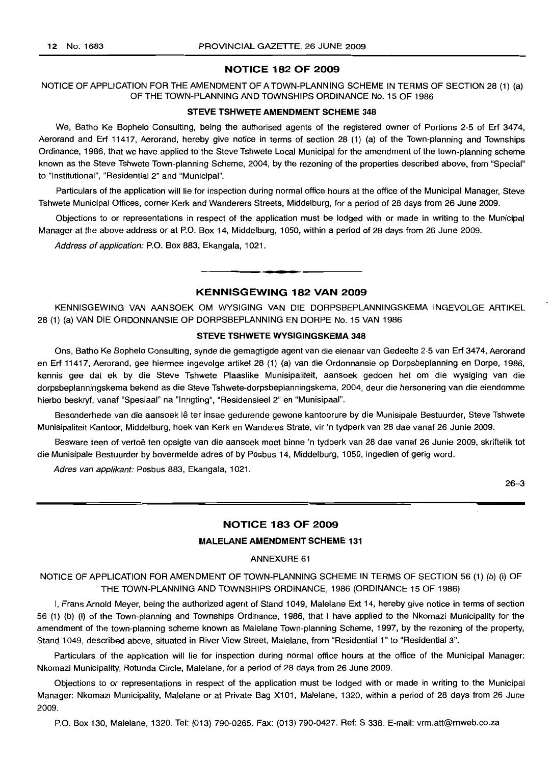## NOTICE 182 OF 2009

NOTICE OF APPLICATION FOR THE AMENDMENT OF A TOWN-PLANNING SCHEME IN TERMS OF SECTION 28 (1) (a) OF THE TOWN-PLANNING AND TOWNSHIPS ORDINANCE No. 15 OF 1986

### STEVE TSHWETE AMENDMENT SCHEME 348

We, Batho Ke Bophelo Consulting, being the authorised agents of the registered owner of Portions 2-5 of Erf 3474, Aerorand and Erf 11417, Aerorand, hereby give notice in terms of section 28 (1) (a) of the Town-planning and Townships Ordinance, 1986, that we have applied to the Steve Tshwete Local Municipal for the amendment of the town-planning scheme known as the Steve Tshwete Town-planning Scheme, 2004, by the rezoning of the properties described above, from "Special" to "Institutional", "Residential 2" and "Municipal".

Particulars of the application will lie for inspection during normal office hours at the office of the Municipal Manager, Steve Tshwete Municipal Offices, corner Kerk and Wanderers Streets, Middelburg, for a period of 28 days from 26 June 2009.

Objections to or representations in respect of the application must be lodged with or made in writing to the Municipal Manager at the above address or at P.O. Box 14, Middelburg, 1050, within a period of 28 days from 26 June 2009.

*Address of application:* P.O. Box 883, Ekangala, 1021.

---

## KENNISGEWING 182 VAN 2009

KENNISGEWING VAN AANSOEK OM WYSIGING VAN DIE DORPSBEPLANNINGSKEMA INGEVOLGE ARTIKEL 28 (1) (a) VAN DIE ORDONNANSIE OP DORPSBEPLANNING EN DORPE No. 15 VAN 1986

### STEVE TSHWETE WYSIGINGSKEMA 348

Ons, Batho Ke Bophelo Consulting, synde die gemagtigde agent van die eienaar van Gedeelte 2-5 van Erf 3474, Aerorand en Erf 11417, Aerorand, gee hiermee ingevolge artikel 28 (1) (a) van die Ordonnansie op Dorpsbeplanning en Dorpe, 1986, kennis gee dat ek by die Steve Tshwete Plaaslike Munisipaliteit, aansoek gedoen het om die wysiging van die dorpsbeplanningskema bekend as die Steve Tshwete-dorpsbeplanningskema, 2004, deur die hersonering van die eiendomme hierbo beskryf, vanaf "Spesiaal" na "Inrigting", "Residensieel 2" en "Munisipaal".

Besonderhede van die aansoek lê ter insae gedurende gewone kantoorure by die Munisipale Bestuurder, Steve Tshwete Munisipaliteit Kantoor, Middelburg, hoek van Kerk en Wanderes Strate, vir 'n tydperk van 28 dae vanaf 26 Junie 2009.

Besware teen of vertoë ten opsigte van die aansoek moet binne 'n tydperk van 28 dae vanaf 26 Junie 2009, skriftelik tot die Munisipale Bestuurder by bovermelde adres of by Posbus 14, Middelburg, 1050, ingedien of gerig word.

*Adres van applikant:* Posbus 883, Ekangala, 1021.

26–3

---

## NOTICE 183 OF 2009

### MALELANE AMENDMENT SCHEME 131

ANNEXURE 61

NOTICE OF APPLICATION FOR AMENDMENT OF TOWN-PLANNING SCHEME IN TERMS OF SECTION 56 (1) (b) (i) OF THE TOWN-PLANNING AND TOWNSHIPS ORDINANCE, 1986 (ORDINANCE 15 OF 1986)

I, Frans Arnold Meyer, being the authorized agent of Stand 1049, Malelane Ext 14, hereby give notice in terms of section 56 (1) (b) (i) of the Town-planning and Townships Ordinance, 1986, that I have applied to the Nkomazi Municipality for the amendment of the town-planning scheme known as Malelane Town-planning Scheme, 1997, by the rezoning of the property, Stand 1049, described above, situated in River View Street, Malelane, from "Residential 1" to "Residential 3".

Particulars of the application will lie for inspection during normal office hours at the office of the Municipal Manager: Nkomazi Municipality, Rotunda Circle, Malelane, for a period of 28 days from 26 June 2009.

Objections to or representations in respect of the application must be lodged with or made in writing to the Municipal Manager: Nkomazi Municipality, Malelane or at Private Bag X101, Malelane, 1320, within a period of 28 days from 26 June 2009.

P.O. Box 130, Malelane, 1320. Tel: (013) 790-0265. Fax: (013) 790-0427. Ref: S 338. E-mail: vrm.att@mweb.co.za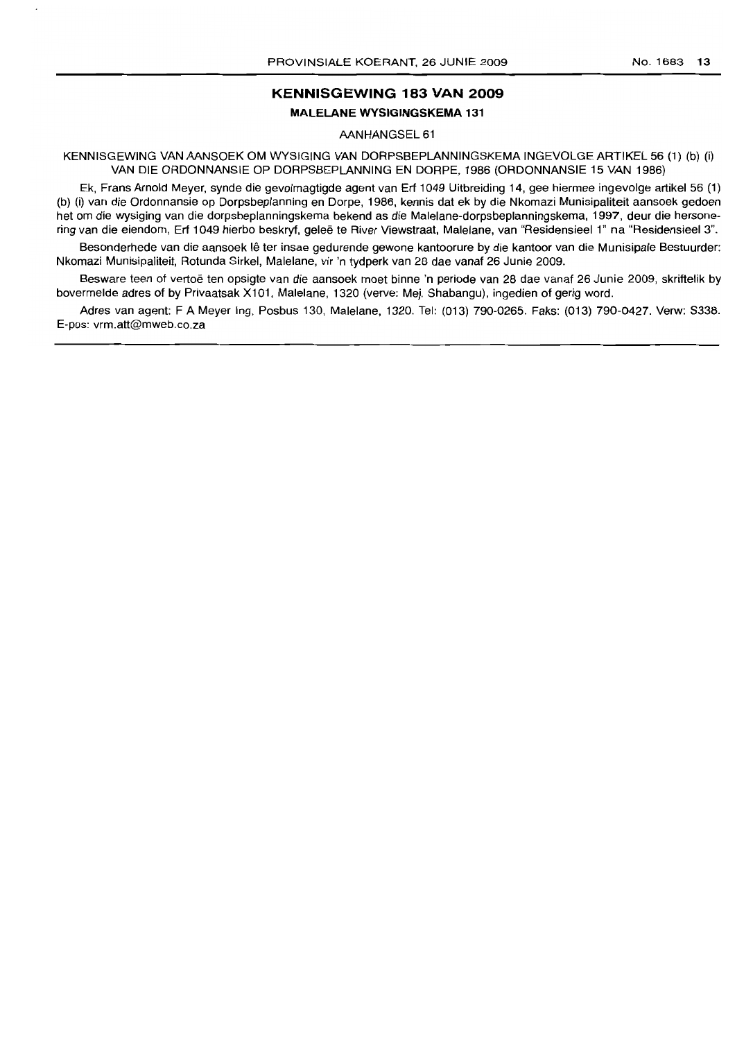## KENNISGEWING 183 VAN 2009

### MALELANE WYSIGINGSKEMA 131

AANHANGSEL 61

KENNISGEWING VAN AANSOEK OM WYSIGING VAN DORPSBEPLANNINGSKEMA INGEVOLGE ARTIKEL 56 (1) (b) (i) VAN DIE ORDONNANSIE OP DORPSBEPLANNING EN DORPE, 1986 (ORDONNANSIE 15 VAN 1986)

Ek, Frans Arnold Meyer, synde die gevolmagtigde agent van Erf 1049 Uitbreiding 14, gee hiermee ingevolge artikel 56 (1) (b) (i) van die Ordonnansie op Dorpsbeplanning en Dorpe, 1986, kennis dat ek by die Nkomazi Munisipaliteit aansoek gedoen het om die wysiging van die dorpsbeplanningskema bekend as die Malelane-dorpsbeplanningskema, 1997, deur die hersonering van die eiendom, Erf 1049 hierbo beskryf, geleë te River Viewstraat, Malelane, van "Residensieel 1" na "Residensieel 3".

Besonderhede van die aansoek lê ter insae gedurende gewone kantoorure by die kantoor van die Munisipale Bestuurder: Nkomazi Munisipaliteit, Rotunda Sirkel, Malelane, vir 'n tydperk van 28 dae vanaf 26 Junie 2009.

Besware teen of vertoë ten opsigte van die aansoek moet binne 'n periode van 28 dae vanaf 26 Junie 2009, skriftelik by bovermelde adres of by Privaatsak X101, Malelane, 1320 (verwe: Mej. Shabangu), ingedien of gerig word.

Adres van agent: F A Meyer Ing, Posbus 130, Malelane, 1320. Tel: (013) 790-0265. Faks: (013) 790-0427. Verw: S338. E-pos: vrm.att@mweb.co.za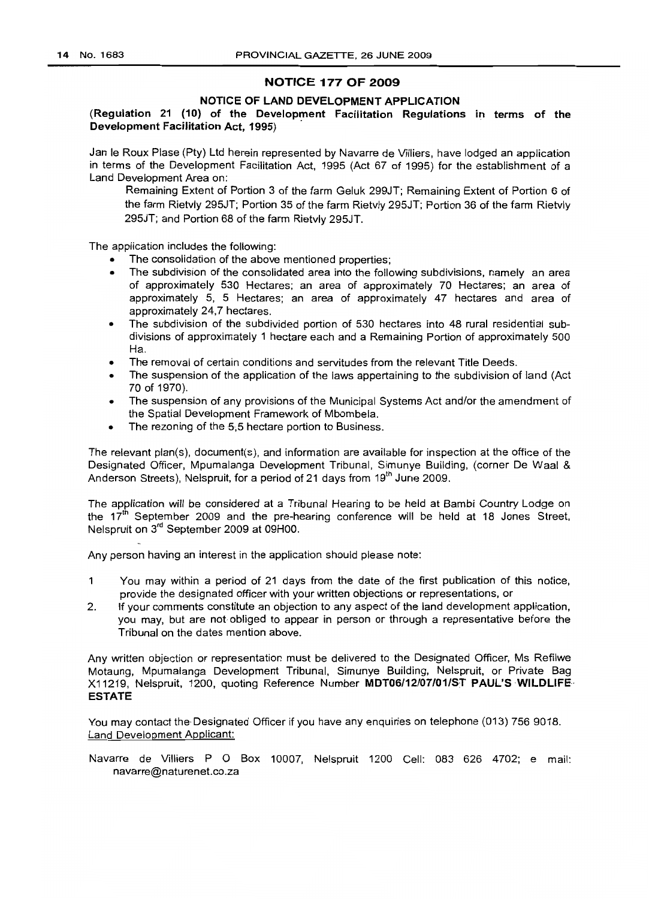## NOTICE 177 OF 2009

### NOTICE OF LAND DEVELOPMENT APPLICATION

**(Regulation 21 (10) of the Development Facilitation Regulations in terms of the Development Facilitation Act, 1995)**

Jan le Roux Plase (Pty) Ltd herein represented by Navarre de Villiers, have lodged an application in terms of the Development Facilitation Act, 1995 (Act 67 of 1995) for the establishment of a Land Development Area on:

Remaining Extent of Portion 3 of the farm Geluk 299JT; Remaining Extent of Portion 6 of the farm Rietvly 295JT; Portion 35 of the farm Rietvly 295JT; Portion 36 of the farm Rietvly 295JT; and Portion 68 of the farm Rietvly 295JT.

The application includes the following:

- The consolidation of the above mentioned properties;
- The subdivision of the consolidated area into the following subdivisions, namely an area of approximately 530 Hectares; an area of approximately 70 Hectares; an area of approximately 5, 5 Hectares; an area of approximately 47 hectares and area of approximately 24,7 hectares.
- The subdivision of the subdivided portion of 530 hectares into 48 rural residential sub-divisions of approximately 1 hectare each and a Remaining Portion of approximately 500 Ha.
- The removal of certain conditions and servitudes from the relevant Title Deeds.
- The suspension of the application of the laws appertaining to the subdivision of land (Act 70 of 1970).
- The suspension of any provisions of the Municipal Systems Act and/or the amendment of the Spatial Development Framework of Mbombela.
- The rezoning of the 5,5 hectare portion to Business.

The relevant plan(s), document(s), and information are available for inspection at the office of the Designated Officer, Mpumalanga Development Tribunal, Simunye Building, (corner De Waal & Anderson Streets), Nelspruit, for a period of 21 days from 19th June 2009.

The application will be considered at a Tribunal Hearing to be held at Bambi Country Lodge on the 17th September 2009 and the pre-hearing conference will be held at 18 Jones Street, Nelspruit on 3rd September 2009 at 09H00.

Any person having an interest in the application should please note:

1. You may within a period of 21 days from the date of the first publication of this notice, provide the designated officer with your written objections or representations, or
2. If your comments constitute an objection to any aspect of the land development application, you may, but are not obliged to appear in person or through a representative before the Tribunal on the dates mention above.

Any written objection or representation must be delivered to the Designated Officer, Ms Refilwe Motaung, Mpumalanga Development Tribunal, Simunye Building, Nelspruit, or Private Bag X11219, Nelspruit, 1200, quoting Reference Number **MDT06/12/07/01/ST PAUL'S WILDLIFE ESTATE**

You may contact the Designated Officer if you have any enquiries on telephone (013) 756 9018.

Land Development Applicant:

Navarre de Villiers P O Box 10007, Nelspruit 1200 Cell: 083 626 4702; e mail: navarre@naturenet.co.za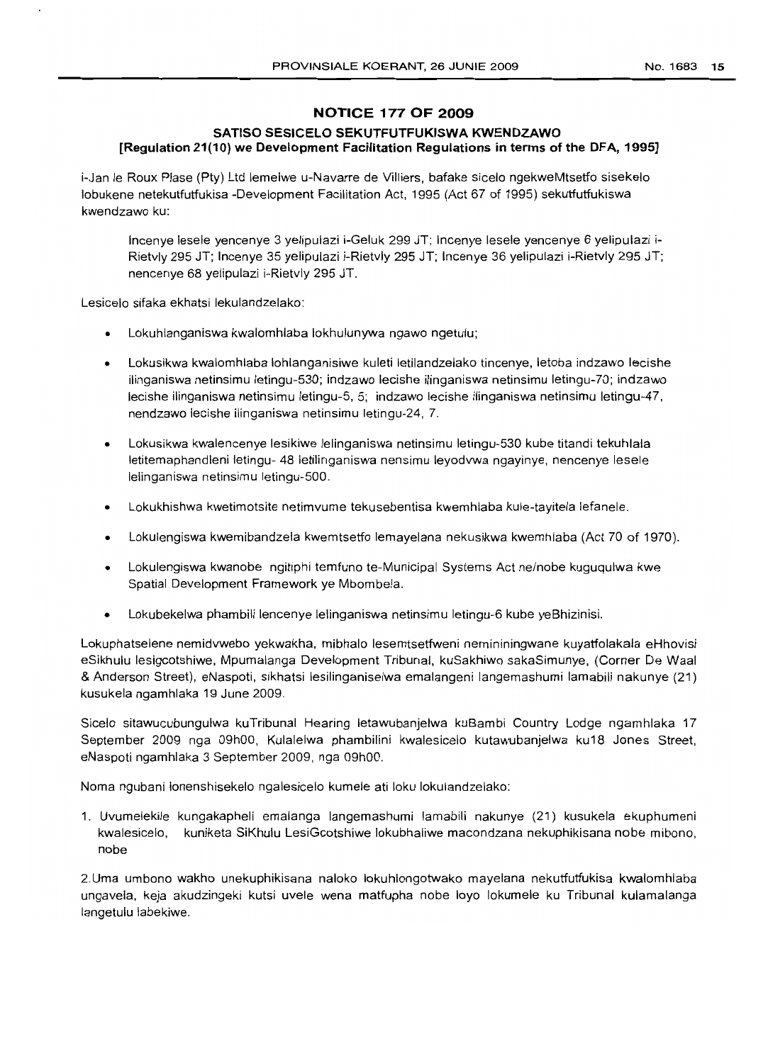## NOTICE 177 OF 2009

### SATISO SESICELO SEKUTFUTFUKISWA KWENDZAWO
**[Regulation 21(10) we Development Facilitation Regulations in terms of the DFA, 1995]**

i-Jan le Roux Plase (Pty) Ltd lemelwe u-Navarre de Villiers, bafake sicelo ngekweMtsetfo sisekelo lobukene netekutfutfukisa -Development Facilitation Act, 1995 (Act 67 of 1995) sekutfutfukiswa kwendzawo ku:

> Incenye lesele yencenye 3 yelipulazi i-Geluk 299 JT; Incenye lesele yencenye 6 yelipulazi i-Rietvly 295 JT; Incenye 35 yelipulazi i-Rietvly 295 JT; Incenye 36 yelipulazi i-Rietvly 295 JT; nencenye 68 yelipulazi i-Rietvly 295 JT.

Lesicelo sifaka ekhatsi lekulandzelako:

- Lokuhlanganiswa kwalomhlaba lokhulunywa ngawo ngetulu;
- Lokusikwa kwalomhlaba lohlanganisiwe kuleti letilandzelako tincenye, letoba indzawo lecishe ilinganiswa netinsimu letingu-530; indzawo lecishe ilinganiswa netinsimu letingu-70; indzawo lecishe ilinganiswa netinsimu letingu-5, 5; indzawo lecishe ilinganiswa netinsimu letingu-47, nendzawo lecishe ilinganiswa netinsimu letingu-24, 7.
- Lokusikwa kwalencenye lesikiwe lelinganiswa netinsimu letingu-530 kube titandi tekuhlala letitemaphandleni letingu- 48 letilinganiswa nensimu leyodvwa ngayinye, nencenye lesele lelinganiswa netinsimu letingu-500.
- Lokukhishwa kwetimotsite netimvume tekusebentisa kwemhlaba kule-tayitela lefanele.
- Lokulengiswa kwemibandzela kwemtsetfo lemayelana nekusikwa kwemhlaba (Act 70 of 1970).
- Lokulengiswa kwanobe ngitiphi temfuno te-Municipal Systems Act ne/nobe kuguqulwa kwe Spatial Development Framework ye Mbombela.
- Lokubekelwa phambili lencenye lelinganiswa netinsimu letingu-6 kube yeBhizinisi.

Lokuphatselene nemidvwebo yekwakha, mibhalo lesemtsetfweni neminininingwane kuyatfolakala eHhovisi eSikhulu lesigcotshiwe, Mpumalanga Development Tribunal, kuSakhiwo sakaSimunye, (Corner De Waal & Anderson Street), eNaspoti, sikhatsi lesilinganiselwa emalangeni langemashumi lamabili nakunye (21) kusukela ngamhlaka 19 June 2009.

Sicelo sitawucubungulwa kuTribunal Hearing letawubanjelwa kuBambi Country Lodge ngamhlaka 17 September 2009 nga 09h00, Kulalelwa phambilini kwalesicelo kutawubanjelwa ku18 Jones Street, eNaspoti ngamhlaka 3 September 2009, nga 09h00.

Noma ngubani lonenshisekelo ngalesicelo kumele ati loku lokulandzelako:

1. Uvumelekile kungakapheli emalanga langemashumi lamabili nakunye (21) kusukela ekuphumeni kwalesicelo, kuniketa SiKhulu LesiGcotshiwe lokubhaliwe macondzana nekuphikisana nobe mibono, nobe

2. Uma umbono wakho unekuphikisana naloko lokuhlongotwako mayelana nekutfutfukisa kwalomhlaba ungavela, keja akudzingeki kutsi uvele wena matfupha nobe loyo lokumele ku Tribunal kulamalanga langetulu labekiwe.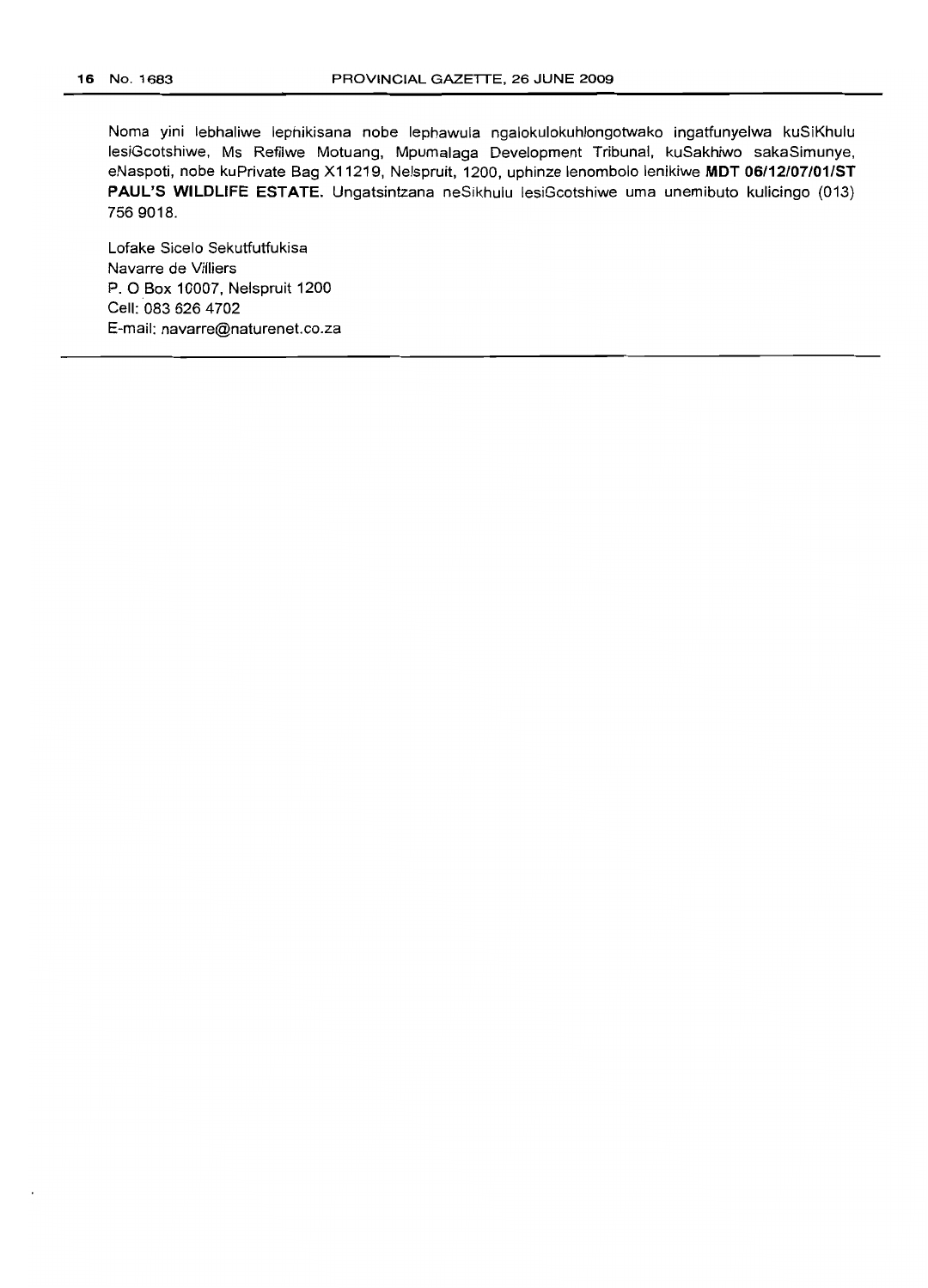Noma yini lebhaliwe lephikisana nobe lephawula ngalokulokuhlongotwako ingatfunyelwa kuSiKhulu lesiGcotshiwe, Ms Refilwe Motuang, Mpumalaga Development Tribunal, kuSakhiwo sakaSimunye, eNaspoti, nobe kuPrivate Bag X11219, Nelspruit, 1200, uphinze lenombolo lenikiwe **MDT 06/12/07/01/ST PAUL'S WILDLIFE ESTATE.** Ungatsintzana neSikhulu lesiGcotshiwe uma unemibuto kulicingo (013) 756 9018.

Lofake Sicelo Sekutfutfukisa
Navarre de Villiers
P. O Box 10007, Nelspruit 1200
Cell: 083 626 4702
E-mail: navarre@naturenet.co.za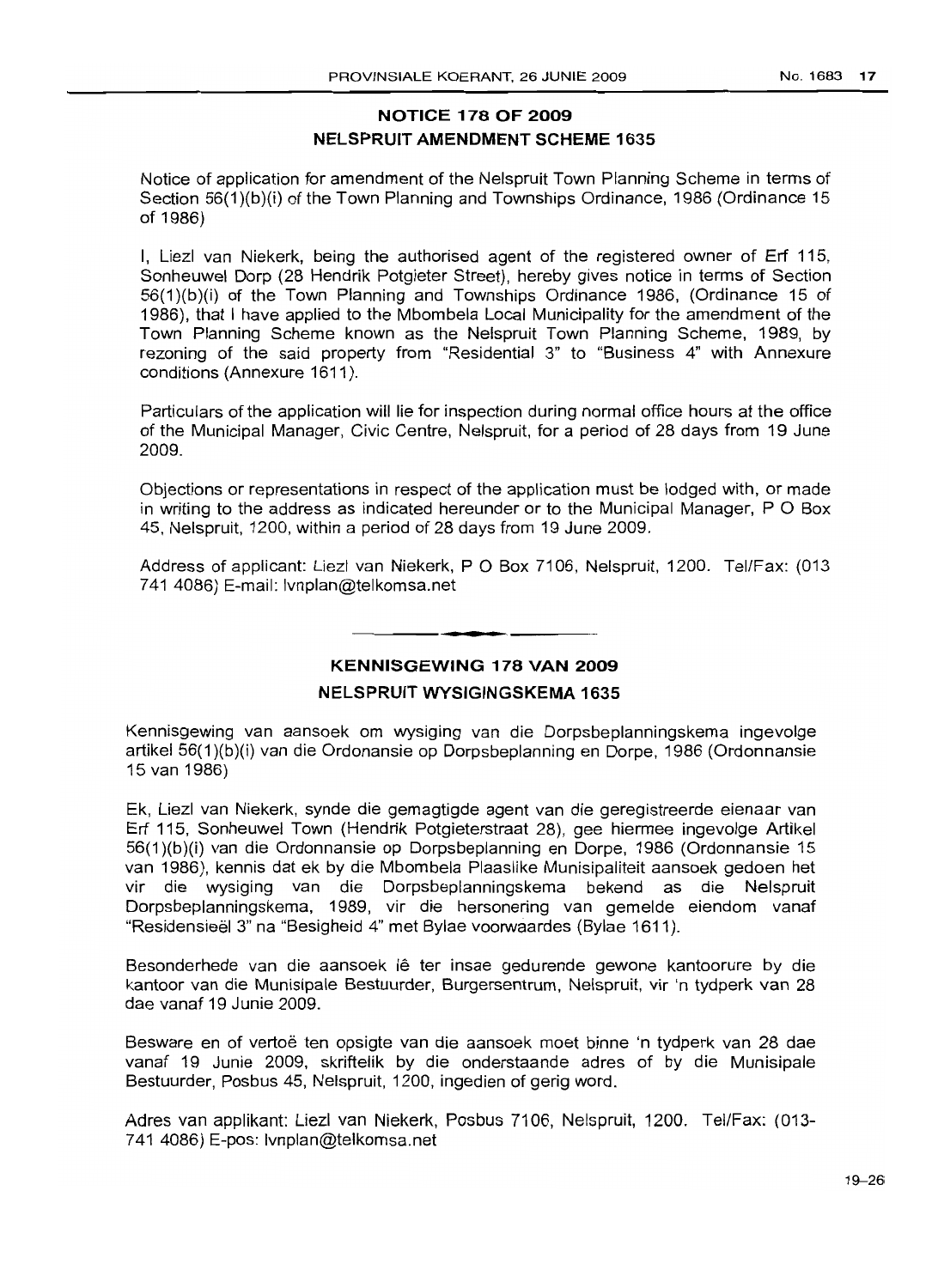## NOTICE 178 OF 2009

## NELSPRUIT AMENDMENT SCHEME 1635

Notice of application for amendment of the Nelspruit Town Planning Scheme in terms of Section 56(1)(b)(i) of the Town Planning and Townships Ordinance, 1986 (Ordinance 15 of 1986)

I, Liezl van Niekerk, being the authorised agent of the registered owner of Erf 115, Sonheuwel Dorp (28 Hendrik Potgieter Street), hereby gives notice in terms of Section 56(1)(b)(i) of the Town Planning and Townships Ordinance 1986, (Ordinance 15 of 1986), that I have applied to the Mbombela Local Municipality for the amendment of the Town Planning Scheme known as the Nelspruit Town Planning Scheme, 1989, by rezoning of the said property from "Residential 3" to "Business 4" with Annexure conditions (Annexure 1611).

Particulars of the application will lie for inspection during normal office hours at the office of the Municipal Manager, Civic Centre, Nelspruit, for a period of 28 days from 19 June 2009.

Objections or representations in respect of the application must be lodged with, or made in writing to the address as indicated hereunder or to the Municipal Manager, P O Box 45, Nelspruit, 1200, within a period of 28 days from 19 June 2009.

Address of applicant: Liezl van Niekerk, P O Box 7106, Nelspruit, 1200. Tel/Fax: (013 741 4086) E-mail: lvnplan@telkomsa.net

---

## KENNISGEWING 178 VAN 2009

## NELSPRUIT WYSIGINGSKEMA 1635

Kennisgewing van aansoek om wysiging van die Dorpsbeplanningskema ingevolge artikel 56(1)(b)(i) van die Ordonnansie op Dorpsbeplanning en Dorpe, 1986 (Ordonnansie 15 van 1986)

Ek, Liezl van Niekerk, synde die gemagtigde agent van die geregistreerde eienaar van Erf 115, Sonheuwel Town (Hendrik Potgieterstraat 28), gee hiermee ingevolge Artikel 56(1)(b)(i) van die Ordonnansie op Dorpsbeplanning en Dorpe, 1986 (Ordonnansie 15 van 1986), kennis dat ek by die Mbombela Plaaslike Munisipaliteit aansoek gedoen het vir die wysiging van die Dorpsbeplanningskema bekend as die Nelspruit Dorpsbeplanningskema, 1989, vir die hersonering van gemelde eiendom vanaf "Residensieël 3" na "Besigheid 4" met Bylae voorwaardes (Bylae 1611).

Besonderhede van die aansoek lê ter insae gedurende gewone kantoorure by die kantoor van die Munisipale Bestuurder, Burgersentrum, Nelspruit, vir 'n tydperk van 28 dae vanaf 19 Junie 2009.

Besware en of vertoë ten opsigte van die aansoek moet binne 'n tydperk van 28 dae vanaf 19 Junie 2009, skriftelik by die onderstaande adres of by die Munisipale Bestuurder, Posbus 45, Nelspruit, 1200, ingedien of gerig word.

Adres van applikant: Liezl van Niekerk, Posbus 7106, Nelspruit, 1200. Tel/Fax: (013-741 4086) E-pos: lvnplan@telkomsa.net

19–26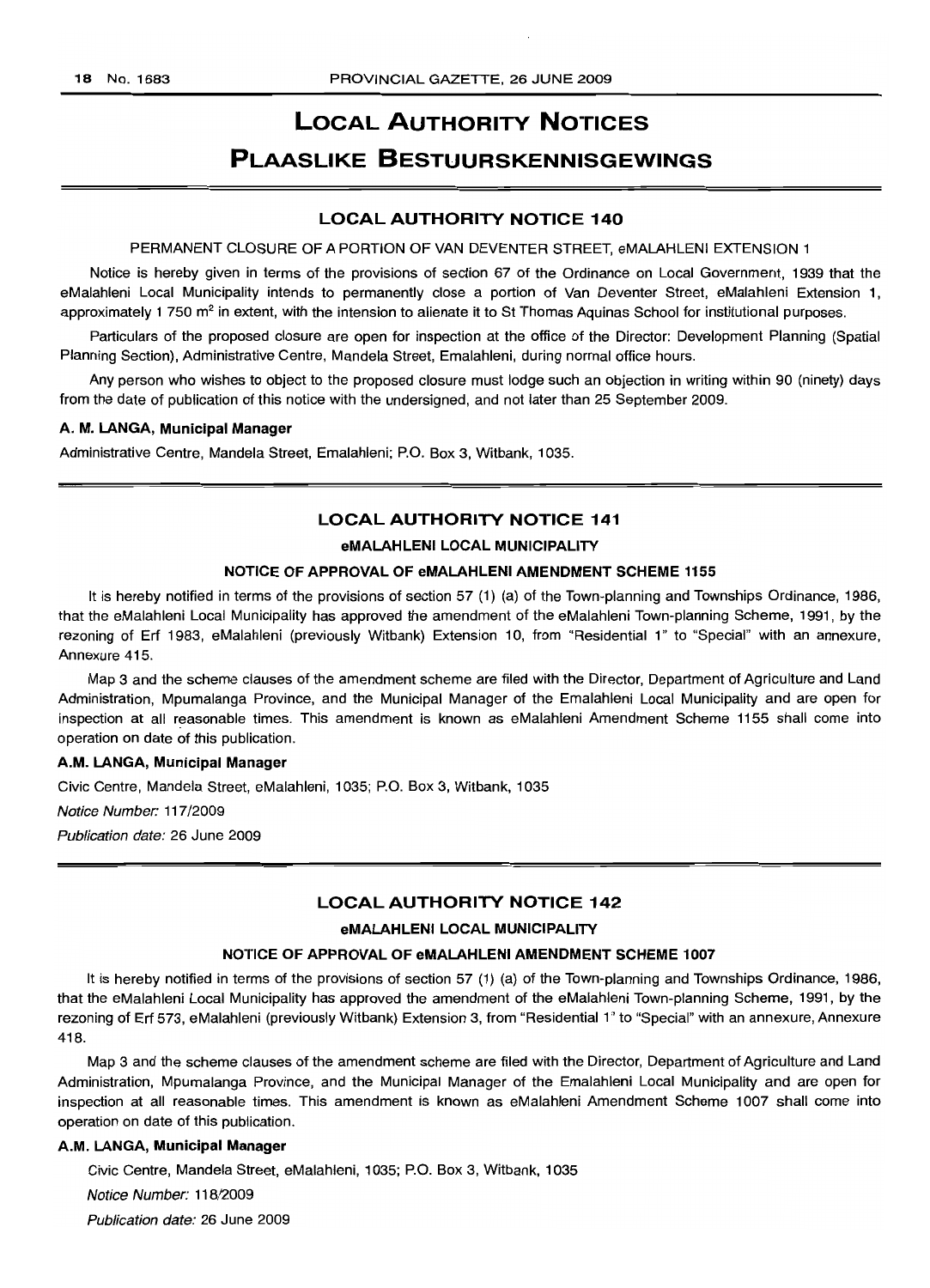# LOCAL AUTHORITY NOTICES

# PLAASLIKE BESTUURSKENNISGEWINGS

## LOCAL AUTHORITY NOTICE 140

PERMANENT CLOSURE OF A PORTION OF VAN DEVENTER STREET, eMALAHLENI EXTENSION 1

Notice is hereby given in terms of the provisions of section 67 of the Ordinance on Local Government, 1939 that the eMalahleni Local Municipality intends to permanently close a portion of Van Deventer Street, eMalahleni Extension 1, approximately 1 750 m² in extent, with the intension to alienate it to St Thomas Aquinas School for institutional purposes.

Particulars of the proposed closure are open for inspection at the office of the Director: Development Planning (Spatial Planning Section), Administrative Centre, Mandela Street, Emalahleni, during normal office hours.

Any person who wishes to object to the proposed closure must lodge such an objection in writing within 90 (ninety) days from the date of publication of this notice with the undersigned, and not later than 25 September 2009.

**A. M. LANGA, Municipal Manager**

Administrative Centre, Mandela Street, Emalahleni; P.O. Box 3, Witbank, 1035.

## LOCAL AUTHORITY NOTICE 141

### eMALAHLENI LOCAL MUNICIPALITY

### NOTICE OF APPROVAL OF eMALAHLENI AMENDMENT SCHEME 1155

It is hereby notified in terms of the provisions of section 57 (1) (a) of the Town-planning and Townships Ordinance, 1986, that the eMalahleni Local Municipality has approved the amendment of the eMalahleni Town-planning Scheme, 1991, by the rezoning of Erf 1983, eMalahleni (previously Witbank) Extension 10, from "Residential 1" to "Special" with an annexure, Annexure 415.

Map 3 and the scheme clauses of the amendment scheme are filed with the Director, Department of Agriculture and Land Administration, Mpumalanga Province, and the Municipal Manager of the Emalahleni Local Municipality and are open for inspection at all reasonable times. This amendment is known as eMalahleni Amendment Scheme 1155 shall come into operation on date of this publication.

**A.M. LANGA, Municipal Manager**

Civic Centre, Mandela Street, eMalahleni, 1035; P.O. Box 3, Witbank, 1035

*Notice Number:* 117/2009

*Publication date:* 26 June 2009

## LOCAL AUTHORITY NOTICE 142

### eMALAHLENI LOCAL MUNICIPALITY

### NOTICE OF APPROVAL OF eMALAHLENI AMENDMENT SCHEME 1007

It is hereby notified in terms of the provisions of section 57 (1) (a) of the Town-planning and Townships Ordinance, 1986, that the eMalahleni Local Municipality has approved the amendment of the eMalahleni Town-planning Scheme, 1991, by the rezoning of Erf 573, eMalahleni (previously Witbank) Extension 3, from "Residential 1" to "Special" with an annexure, Annexure 418.

Map 3 and the scheme clauses of the amendment scheme are filed with the Director, Department of Agriculture and Land Administration, Mpumalanga Province, and the Municipal Manager of the Emalahleni Local Municipality and are open for inspection at all reasonable times. This amendment is known as eMalahleni Amendment Scheme 1007 shall come into operation on date of this publication.

**A.M. LANGA, Municipal Manager**

Civic Centre, Mandela Street, eMalahleni, 1035; P.O. Box 3, Witbank, 1035

*Notice Number:* 118/2009

*Publication date:* 26 June 2009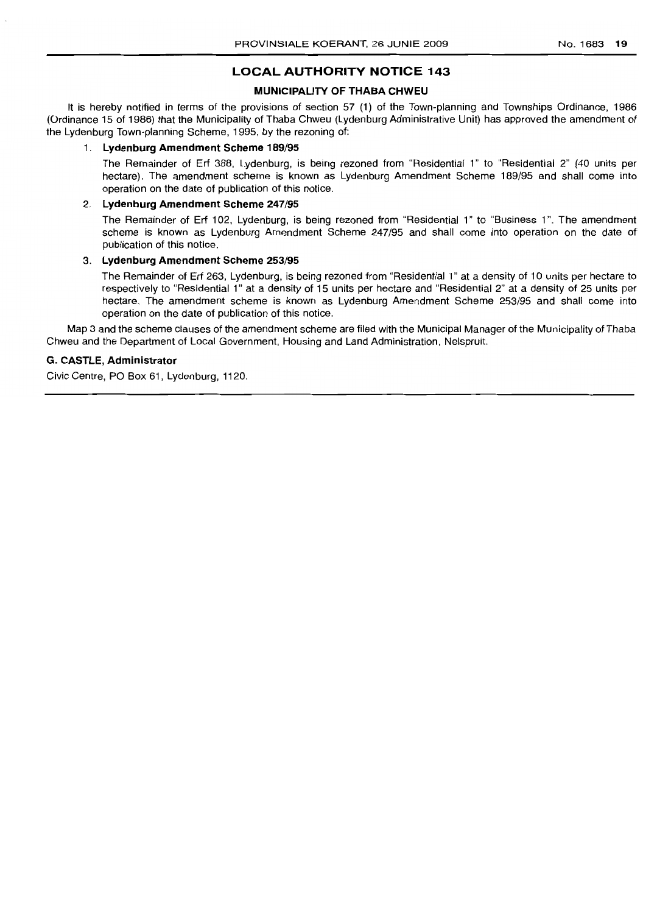## LOCAL AUTHORITY NOTICE 143

### MUNICIPALITY OF THABA CHWEU

It is hereby notified in terms of the provisions of section 57 (1) of the Town-planning and Townships Ordinance, 1986 (Ordinance 15 of 1986) that the Municipality of Thaba Chweu (Lydenburg Administrative Unit) has approved the amendment of the Lydenburg Town-planning Scheme, 1995, by the rezoning of:

1. **Lydenburg Amendment Scheme 189/95**

   The Remainder of Erf 388, Lydenburg, is being rezoned from "Residential 1" to "Residential 2" (40 units per hectare). The amendment scheme is known as Lydenburg Amendment Scheme 189/95 and shall come into operation on the date of publication of this notice.

2. **Lydenburg Amendment Scheme 247/95**

   The Remainder of Erf 102, Lydenburg, is being rezoned from "Residential 1" to "Business 1". The amendment scheme is known as Lydenburg Amendment Scheme 247/95 and shall come into operation on the date of publication of this notice.

3. **Lydenburg Amendment Scheme 253/95**

   The Remainder of Erf 263, Lydenburg, is being rezoned from "Residential 1" at a density of 10 units per hectare to respectively to "Residential 1" at a density of 15 units per hectare and "Residential 2" at a density of 25 units per hectare. The amendment scheme is known as Lydenburg Amendment Scheme 253/95 and shall come into operation on the date of publication of this notice.

Map 3 and the scheme clauses of the amendment scheme are filed with the Municipal Manager of the Municipality of Thaba Chweu and the Department of Local Government, Housing and Land Administration, Nelspruit.

**G. CASTLE, Administrator**

Civic Centre, PO Box 61, Lydenburg, 1120.